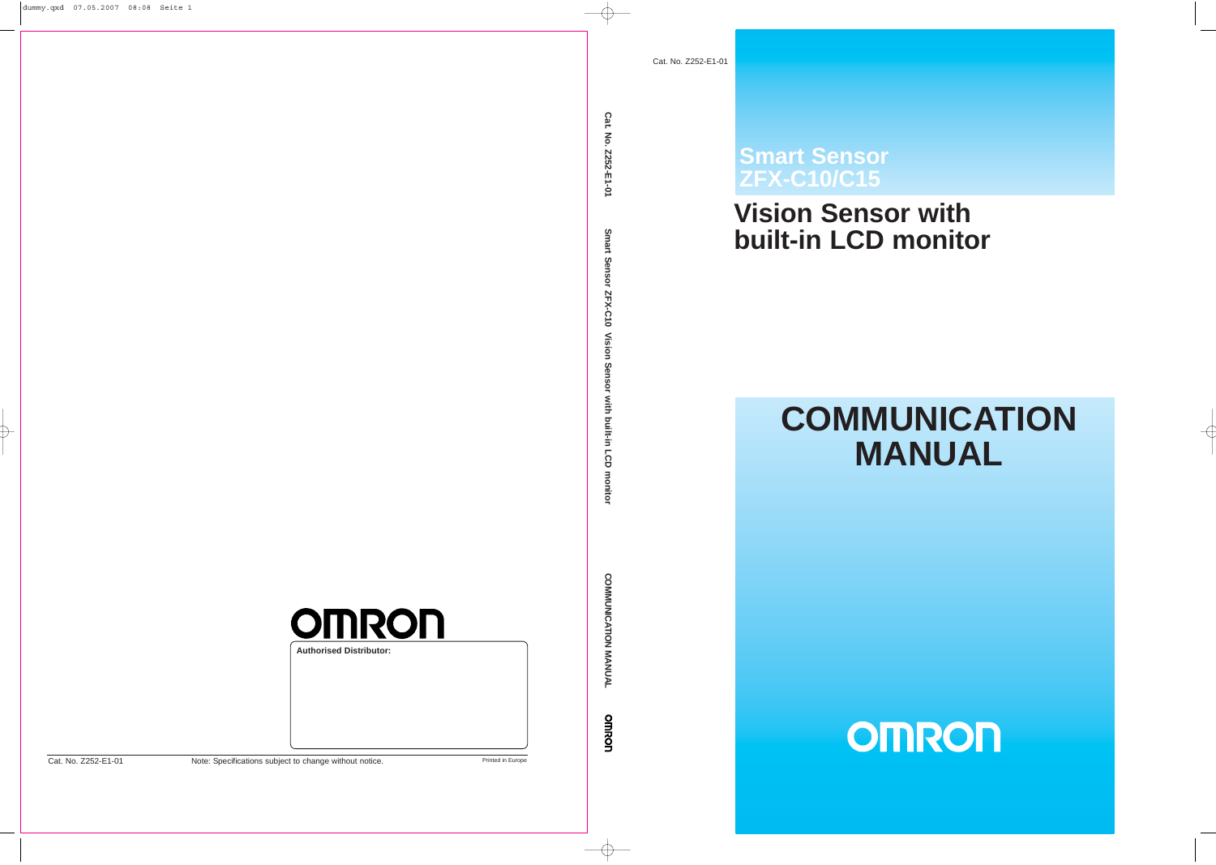Cat. No. Z252-E1-01

# Smart Sensor ZFX-C10/C15

## Vision Sensor with built-in LCD monitor

# COMMUNICATION MANUAL

OMRON

Cat. No. Z252-E1-01 Smart Sensor ZFX-C10 Vision Sensor with built-in LCD monitor COMMUNICATION MANUAL OMRON

OMRON

**Authorised Distributor:**

Cat. No. Z252-E1-01 Note: Specifications subject to change without notice. Printed in Europe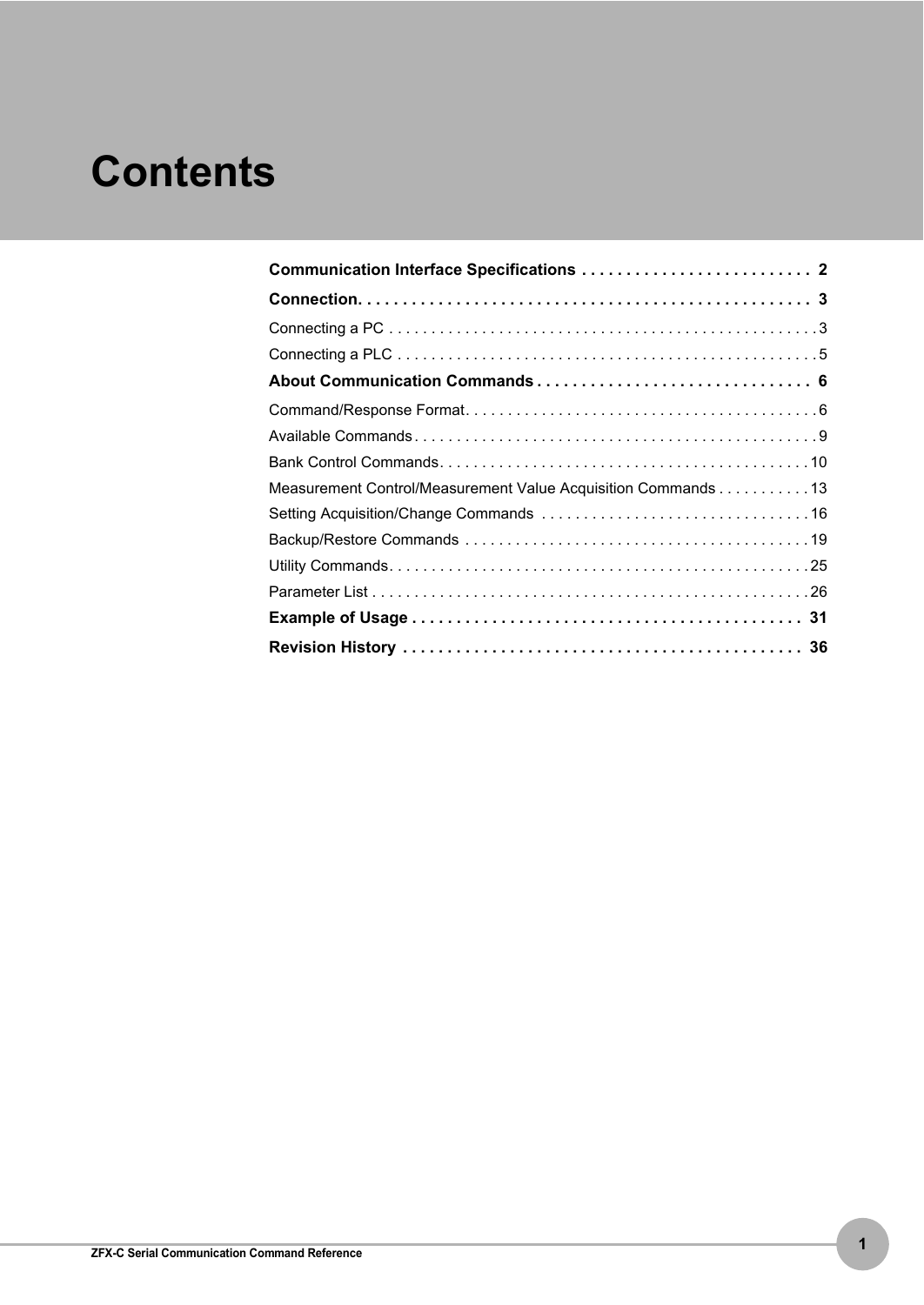# Contents

**Communication Interface Specifications . . . . . . . . . . . . . . . . . . . . . . . . . 2**

**Connection. . . . . . . . . . . . . . . . . . . . . . . . . . . . . . . . . . . . . . . . . . . . . . . . . . 3**

Connecting a PC . . . . . . . . . . . . . . . . . . . . . . . . . . . . . . . . . . . . . . . . . . . . . . . . . 3

Connecting a PLC . . . . . . . . . . . . . . . . . . . . . . . . . . . . . . . . . . . . . . . . . . . . . . . . 5

**About Communication Commands . . . . . . . . . . . . . . . . . . . . . . . . . . . . . . 6**

Command/Response Format. . . . . . . . . . . . . . . . . . . . . . . . . . . . . . . . . . . . . . . . 6

Available Commands . . . . . . . . . . . . . . . . . . . . . . . . . . . . . . . . . . . . . . . . . . . . . . 9

Bank Control Commands. . . . . . . . . . . . . . . . . . . . . . . . . . . . . . . . . . . . . . . . . . . 10

Measurement Control/Measurement Value Acquisition Commands . . . . . . . . . . . 13

Setting Acquisition/Change Commands . . . . . . . . . . . . . . . . . . . . . . . . . . . . . . . 16

Backup/Restore Commands . . . . . . . . . . . . . . . . . . . . . . . . . . . . . . . . . . . . . . . . 19

Utility Commands. . . . . . . . . . . . . . . . . . . . . . . . . . . . . . . . . . . . . . . . . . . . . . . . . 25

Parameter List . . . . . . . . . . . . . . . . . . . . . . . . . . . . . . . . . . . . . . . . . . . . . . . . . . . 26

**Example of Usage . . . . . . . . . . . . . . . . . . . . . . . . . . . . . . . . . . . . . . . . . . . 31**

**Revision History . . . . . . . . . . . . . . . . . . . . . . . . . . . . . . . . . . . . . . . . . . . . 36**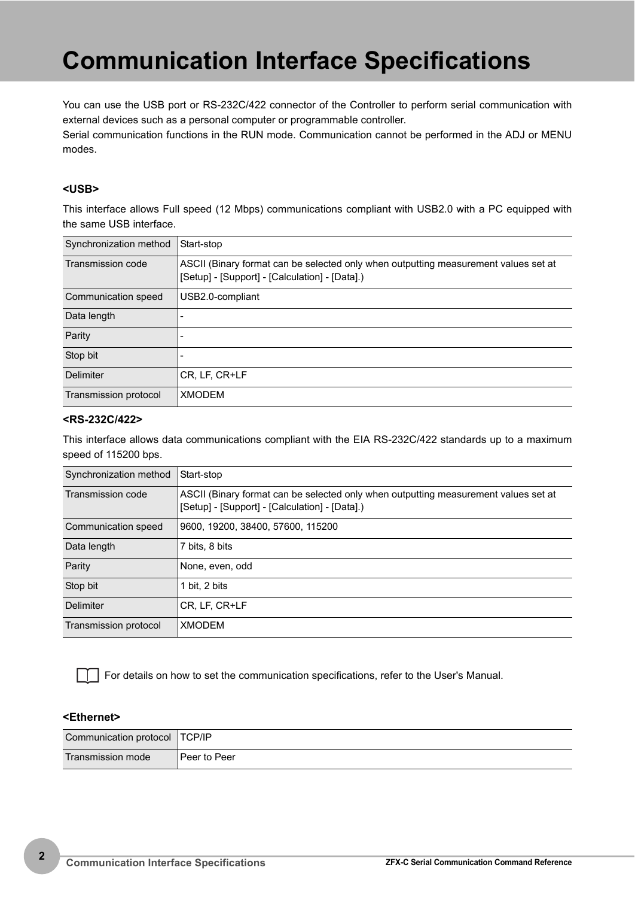# Communication Interface Specifications

You can use the USB port or RS-232C/422 connector of the Controller to perform serial communication with external devices such as a personal computer or programmable controller.
Serial communication functions in the RUN mode. Communication cannot be performed in the ADJ or MENU modes.

**<USB>**

This interface allows Full speed (12 Mbps) communications compliant with USB2.0 with a PC equipped with the same USB interface.

| | |
|---|---|
| Synchronization method | Start-stop |
| Transmission code | ASCII (Binary format can be selected only when outputting measurement values set at [Setup] - [Support] - [Calculation] - [Data].) |
| Communication speed | USB2.0-compliant |
| Data length | - |
| Parity | - |
| Stop bit | - |
| Delimiter | CR, LF, CR+LF |
| Transmission protocol | XMODEM |

**<RS-232C/422>**

This interface allows data communications compliant with the EIA RS-232C/422 standards up to a maximum speed of 115200 bps.

| | |
|---|---|
| Synchronization method | Start-stop |
| Transmission code | ASCII (Binary format can be selected only when outputting measurement values set at [Setup] - [Support] - [Calculation] - [Data].) |
| Communication speed | 9600, 19200, 38400, 57600, 115200 |
| Data length | 7 bits, 8 bits |
| Parity | None, even, odd |
| Stop bit | 1 bit, 2 bits |
| Delimiter | CR, LF, CR+LF |
| Transmission protocol | XMODEM |

For details on how to set the communication specifications, refer to the User's Manual.

**<Ethernet>**

| | |
|---|---|
| Communication protocol | TCP/IP |
| Transmission mode | Peer to Peer |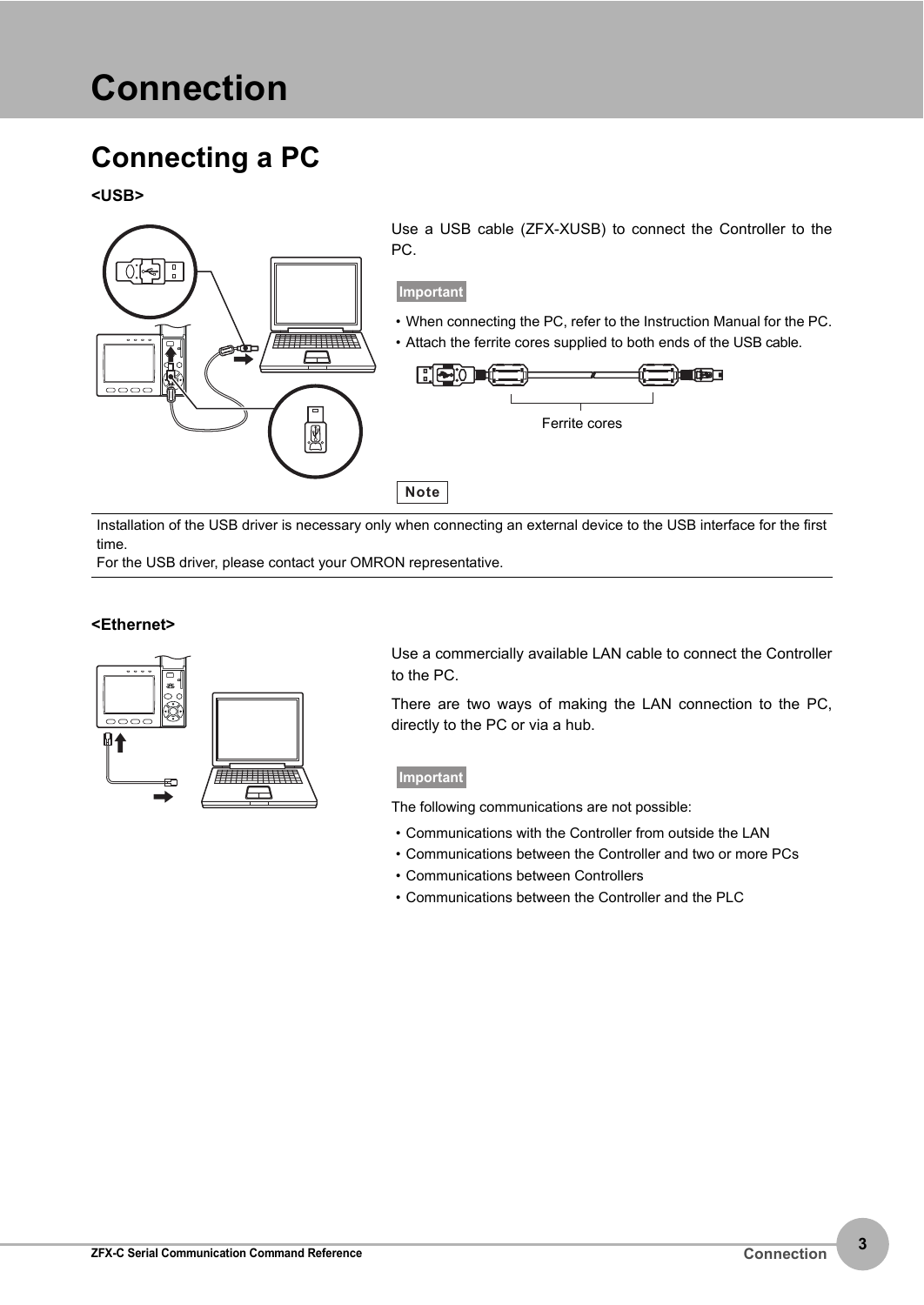# Connection

## Connecting a PC

### <USB>

Use a USB cable (ZFX-XUSB) to connect the Controller to the PC.

**Important**

- When connecting the PC, refer to the Instruction Manual for the PC.
- Attach the ferrite cores supplied to both ends of the USB cable.

Ferrite cores

**Note**

Installation of the USB driver is necessary only when connecting an external device to the USB interface for the first time.
For the USB driver, please contact your OMRON representative.

### <Ethernet>

Use a commercially available LAN cable to connect the Controller to the PC.

There are two ways of making the LAN connection to the PC, directly to the PC or via a hub.

**Important**

The following communications are not possible:

- Communications with the Controller from outside the LAN
- Communications between the Controller and two or more PCs
- Communications between Controllers
- Communications between the Controller and the PLC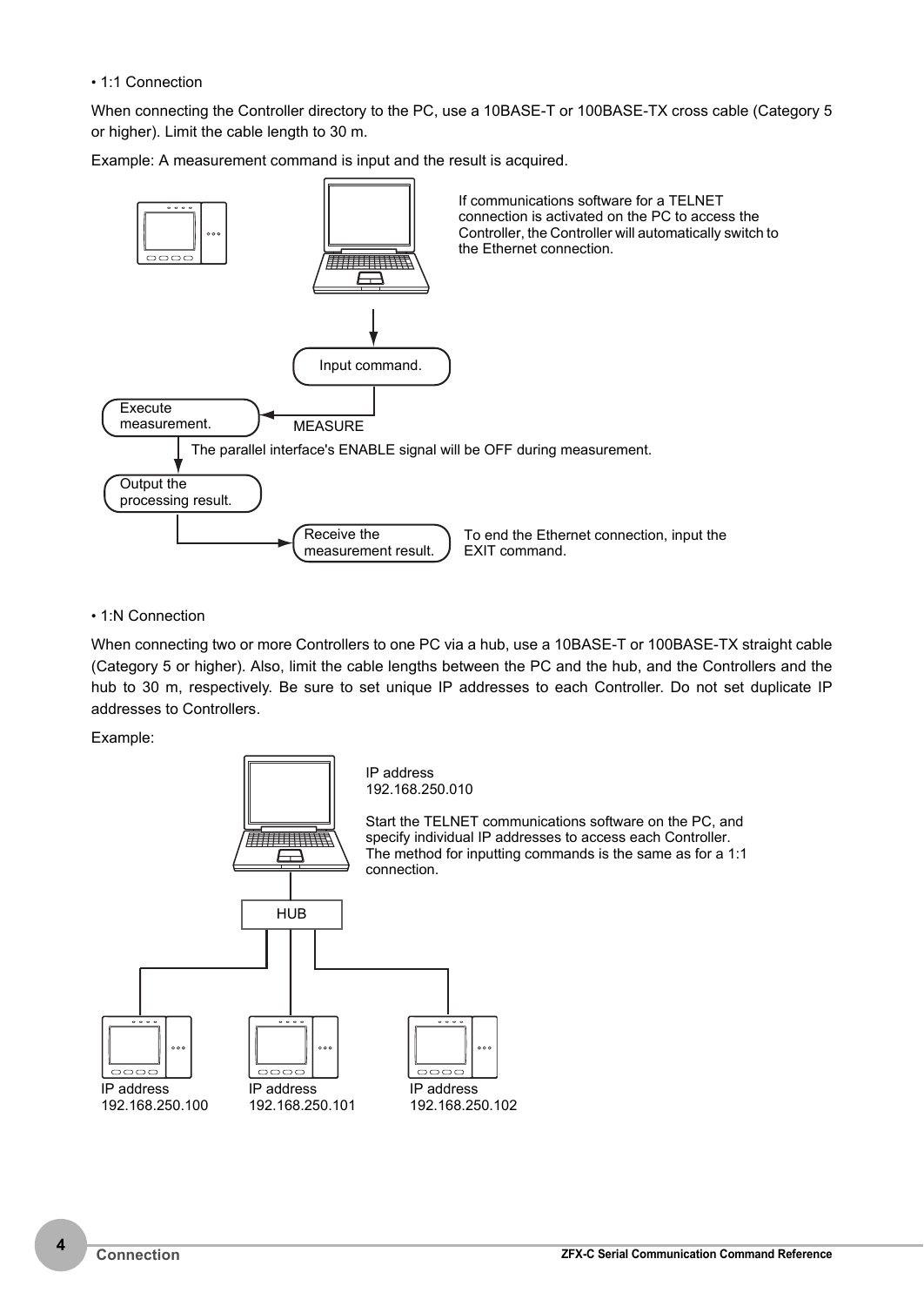• 1:1 Connection

When connecting the Controller directory to the PC, use a 10BASE-T or 100BASE-TX cross cable (Category 5 or higher). Limit the cable length to 30 m.

Example: A measurement command is input and the result is acquired.

If communications software for a TELNET connection is activated on the PC to access the Controller, the Controller will automatically switch to the Ethernet connection.

Input command.

MEASURE

Execute measurement.

The parallel interface's ENABLE signal will be OFF during measurement.

Output the processing result.

Receive the measurement result.

To end the Ethernet connection, input the EXIT command.

• 1:N Connection

When connecting two or more Controllers to one PC via a hub, use a 10BASE-T or 100BASE-TX straight cable (Category 5 or higher). Also, limit the cable lengths between the PC and the hub, and the Controllers and the hub to 30 m, respectively. Be sure to set unique IP addresses to each Controller. Do not set duplicate IP addresses to Controllers.

Example:

IP address 192.168.250.010

Start the TELNET communications software on the PC, and specify individual IP addresses to access each Controller. The method for inputting commands is the same as for a 1:1 connection.

HUB

IP address 192.168.250.100

IP address 192.168.250.101

IP address 192.168.250.102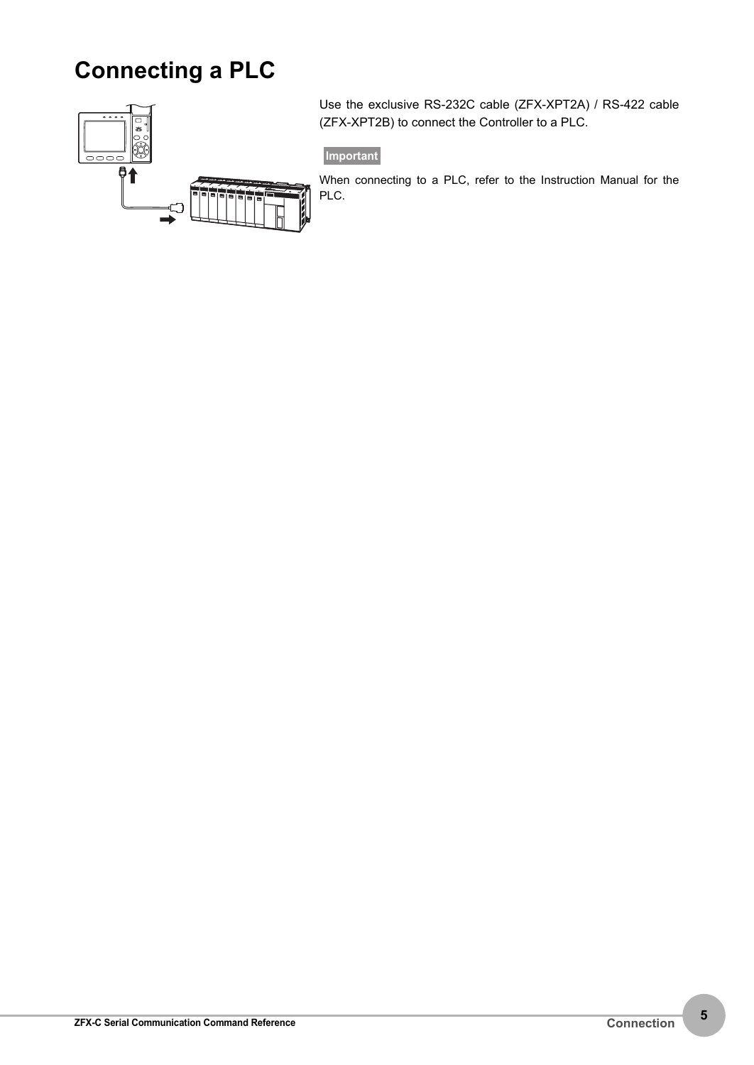# Connecting a PLC

Use the exclusive RS-232C cable (ZFX-XPT2A) / RS-422 cable (ZFX-XPT2B) to connect the Controller to a PLC.

**Important**

When connecting to a PLC, refer to the Instruction Manual for the PLC.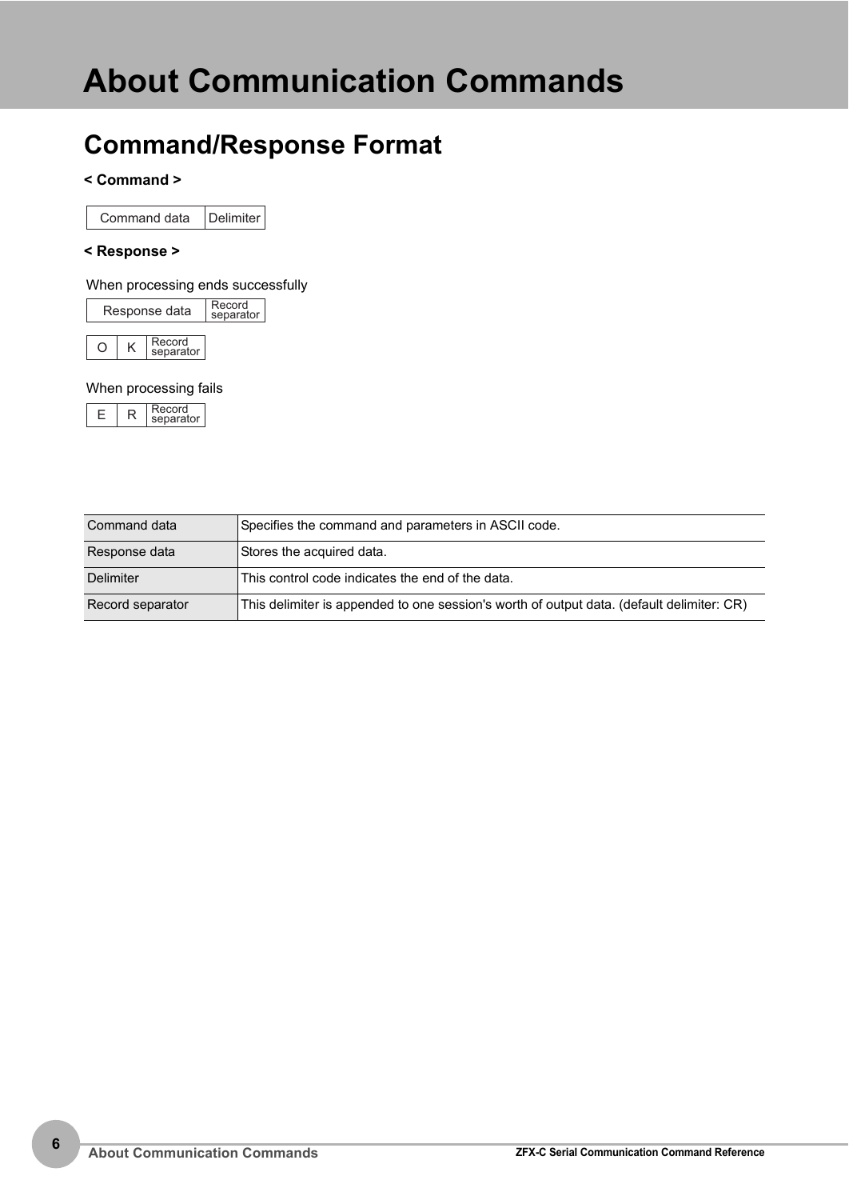# About Communication Commands

## Command/Response Format

**< Command >**

| Command data | Delimiter |
|---|---|

**< Response >**

When processing ends successfully

| Response data | Record separator |
|---|---|

| O | K | Record separator |
|---|---|---|

When processing fails

| E | R | Record separator |
|---|---|---|

| | |
|---|---|
| Command data | Specifies the command and parameters in ASCII code. |
| Response data | Stores the acquired data. |
| Delimiter | This control code indicates the end of the data. |
| Record separator | This delimiter is appended to one session's worth of output data. (default delimiter: CR) |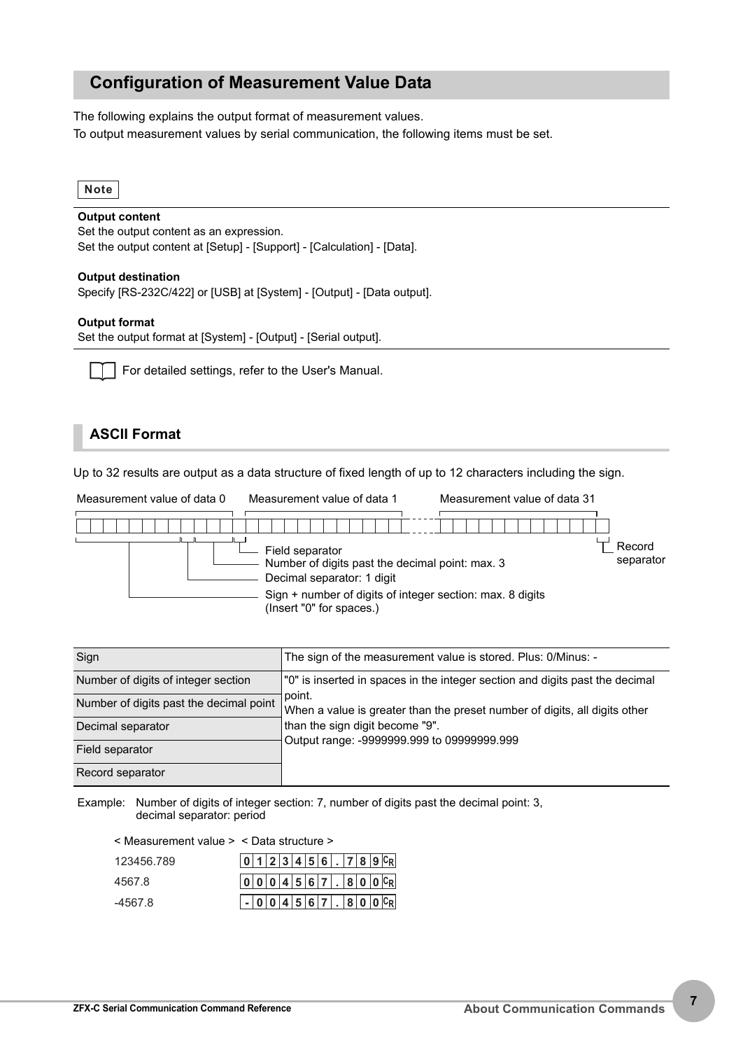## Configuration of Measurement Value Data

The following explains the output format of measurement values.
To output measurement values by serial communication, the following items must be set.

**Note**

**Output content**
Set the output content as an expression.
Set the output content at [Setup] - [Support] - [Calculation] - [Data].

**Output destination**
Specify [RS-232C/422] or [USB] at [System] - [Output] - [Data output].

**Output format**
Set the output format at [System] - [Output] - [Serial output].

For detailed settings, refer to the User's Manual.

### ASCII Format

Up to 32 results are output as a data structure of fixed length of up to 12 characters including the sign.

Measurement value of data 0 / Measurement value of data 1 / Measurement value of data 31

- Field separator
- Number of digits past the decimal point: max. 3
- Decimal separator: 1 digit
- Sign + number of digits of integer section: max. 8 digits (Insert "0" for spaces.)
- Record separator

| Sign | The sign of the measurement value is stored. Plus: 0/Minus: - |
|---|---|
| Number of digits of integer section | "0" is inserted in spaces in the integer section and digits past the decimal point.<br>When a value is greater than the preset number of digits, all digits other than the sign digit become "9".<br>Output range: -9999999.999 to 09999999.999 |
| Number of digits past the decimal point | |
| Decimal separator | |
| Field separator | |
| Record separator | |

Example: Number of digits of integer section: 7, number of digits past the decimal point: 3, decimal separator: period

| < Measurement value > | < Data structure > |
|---|---|
| 123456.789 | 0 1 2 3 4 5 6 . 7 8 9 CR |
| 4567.8 | 0 0 0 4 5 6 7 . 8 0 0 CR |
| -4567.8 | - 0 0 4 5 6 7 . 8 0 0 CR |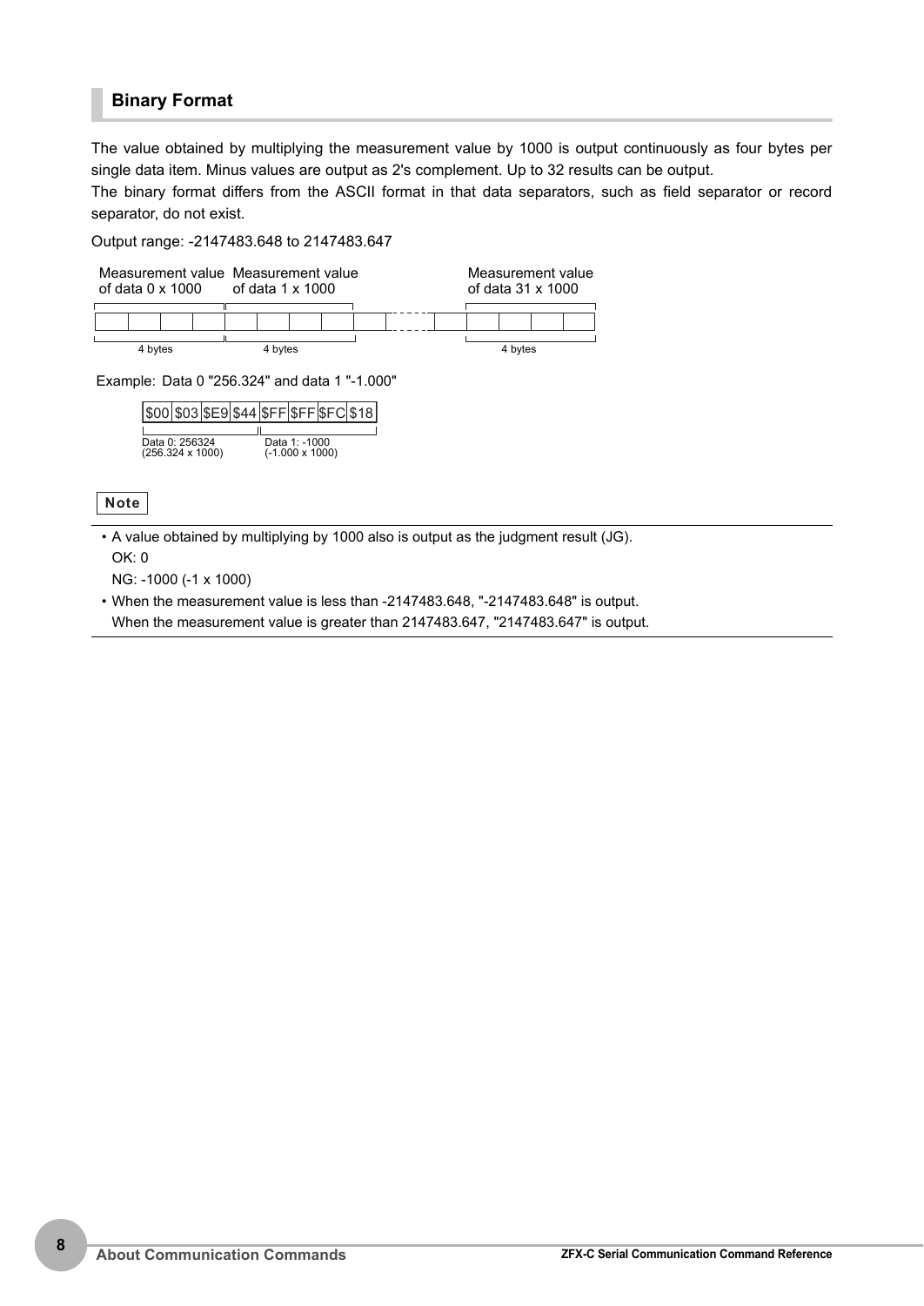## Binary Format

The value obtained by multiplying the measurement value by 1000 is output continuously as four bytes per single data item. Minus values are output as 2's complement. Up to 32 results can be output.
The binary format differs from the ASCII format in that data separators, such as field separator or record separator, do not exist.

Output range: -2147483.648 to 2147483.647

| Measurement value of data 0 x 1000 | | | | Measurement value of data 1 x 1000 | | | | ... | Measurement value of data 31 x 1000 | | | |
|---|---|---|---|---|---|---|---|---|---|---|---|---|
| | | | | | | | | ... | | | | |
| 4 bytes | | | | 4 bytes | | | | | 4 bytes | | | |

Example: Data 0 "256.324" and data 1 "-1.000"

| $00 | $03 | $E9 | $44 | $FF | $FF | $FC | $18 |
|---|---|---|---|---|---|---|---|
| Data 0: 256324 (256.324 x 1000) | | | | Data 1: -1000 (-1.000 x 1000) | | | |

**Note**

- A value obtained by multiplying by 1000 also is output as the judgment result (JG).
  OK: 0
  NG: -1000 (-1 x 1000)
- When the measurement value is less than -2147483.648, "-2147483.648" is output.
  When the measurement value is greater than 2147483.647, "2147483.647" is output.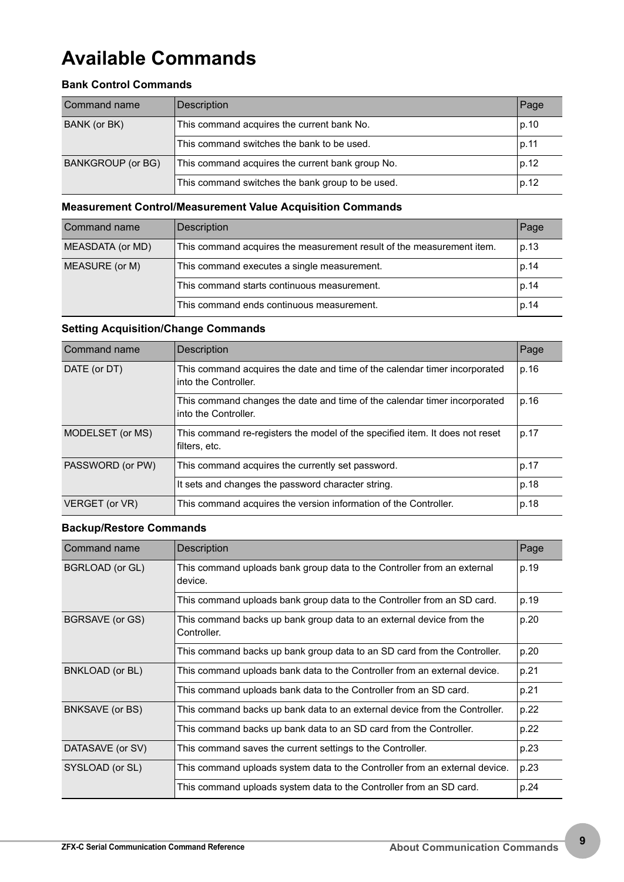# Available Commands

### Bank Control Commands

| Command name | Description | Page |
|---|---|---|
| BANK (or BK) | This command acquires the current bank No. | p.10 |
| | This command switches the bank to be used. | p.11 |
| BANKGROUP (or BG) | This command acquires the current bank group No. | p.12 |
| | This command switches the bank group to be used. | p.12 |

### Measurement Control/Measurement Value Acquisition Commands

| Command name | Description | Page |
|---|---|---|
| MEASDATA (or MD) | This command acquires the measurement result of the measurement item. | p.13 |
| MEASURE (or M) | This command executes a single measurement. | p.14 |
| | This command starts continuous measurement. | p.14 |
| | This command ends continuous measurement. | p.14 |

### Setting Acquisition/Change Commands

| Command name | Description | Page |
|---|---|---|
| DATE (or DT) | This command acquires the date and time of the calendar timer incorporated into the Controller. | p.16 |
| | This command changes the date and time of the calendar timer incorporated into the Controller. | p.16 |
| MODELSET (or MS) | This command re-registers the model of the specified item. It does not reset filters, etc. | p.17 |
| PASSWORD (or PW) | This command acquires the currently set password. | p.17 |
| | It sets and changes the password character string. | p.18 |
| VERGET (or VR) | This command acquires the version information of the Controller. | p.18 |

### Backup/Restore Commands

| Command name | Description | Page |
|---|---|---|
| BGRLOAD (or GL) | This command uploads bank group data to the Controller from an external device. | p.19 |
| | This command uploads bank group data to the Controller from an SD card. | p.19 |
| BGRSAVE (or GS) | This command backs up bank group data to an external device from the Controller. | p.20 |
| | This command backs up bank group data to an SD card from the Controller. | p.20 |
| BNKLOAD (or BL) | This command uploads bank data to the Controller from an external device. | p.21 |
| | This command uploads bank data to the Controller from an SD card. | p.21 |
| BNKSAVE (or BS) | This command backs up bank data to an external device from the Controller. | p.22 |
| | This command backs up bank data to an SD card from the Controller. | p.22 |
| DATASAVE (or SV) | This command saves the current settings to the Controller. | p.23 |
| SYSLOAD (or SL) | This command uploads system data to the Controller from an external device. | p.23 |
| | This command uploads system data to the Controller from an SD card. | p.24 |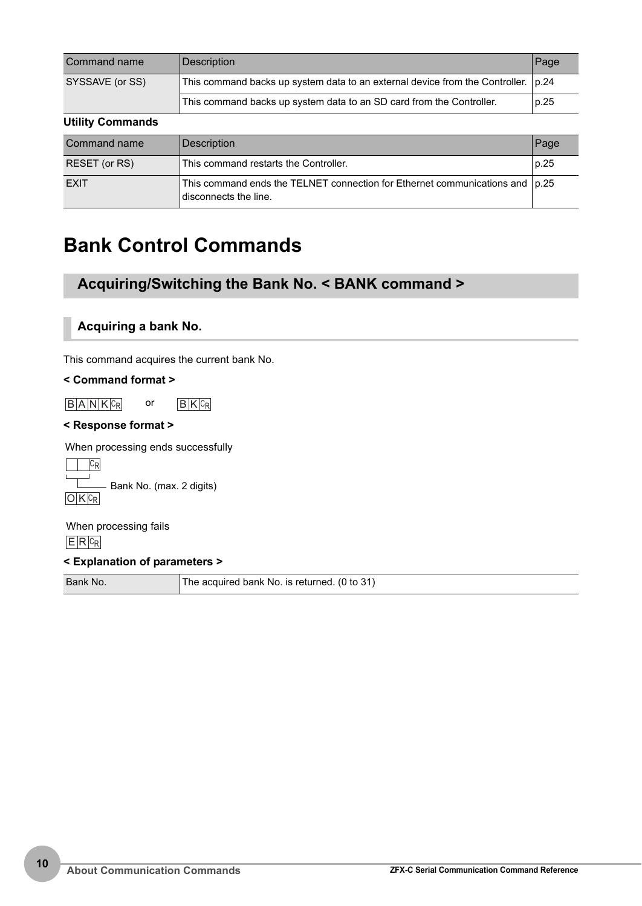| Command name | Description | Page |
|---|---|---|
| SYSSAVE (or SS) | This command backs up system data to an external device from the Controller. | p.24 |
| | This command backs up system data to an SD card from the Controller. | p.25 |

**Utility Commands**

| Command name | Description | Page |
|---|---|---|
| RESET (or RS) | This command restarts the Controller. | p.25 |
| EXIT | This command ends the TELNET connection for Ethernet communications and disconnects the line. | p.25 |

# Bank Control Commands

## Acquiring/Switching the Bank No. < BANK command >

### Acquiring a bank No.

This command acquires the current bank No.

**< Command format >**

BANK CR  or  BK CR

**< Response format >**

When processing ends successfully

□□ CR
Bank No. (max. 2 digits)
OK CR

When processing fails

ER CR

**< Explanation of parameters >**

| Bank No. | The acquired bank No. is returned. (0 to 31) |
|---|---|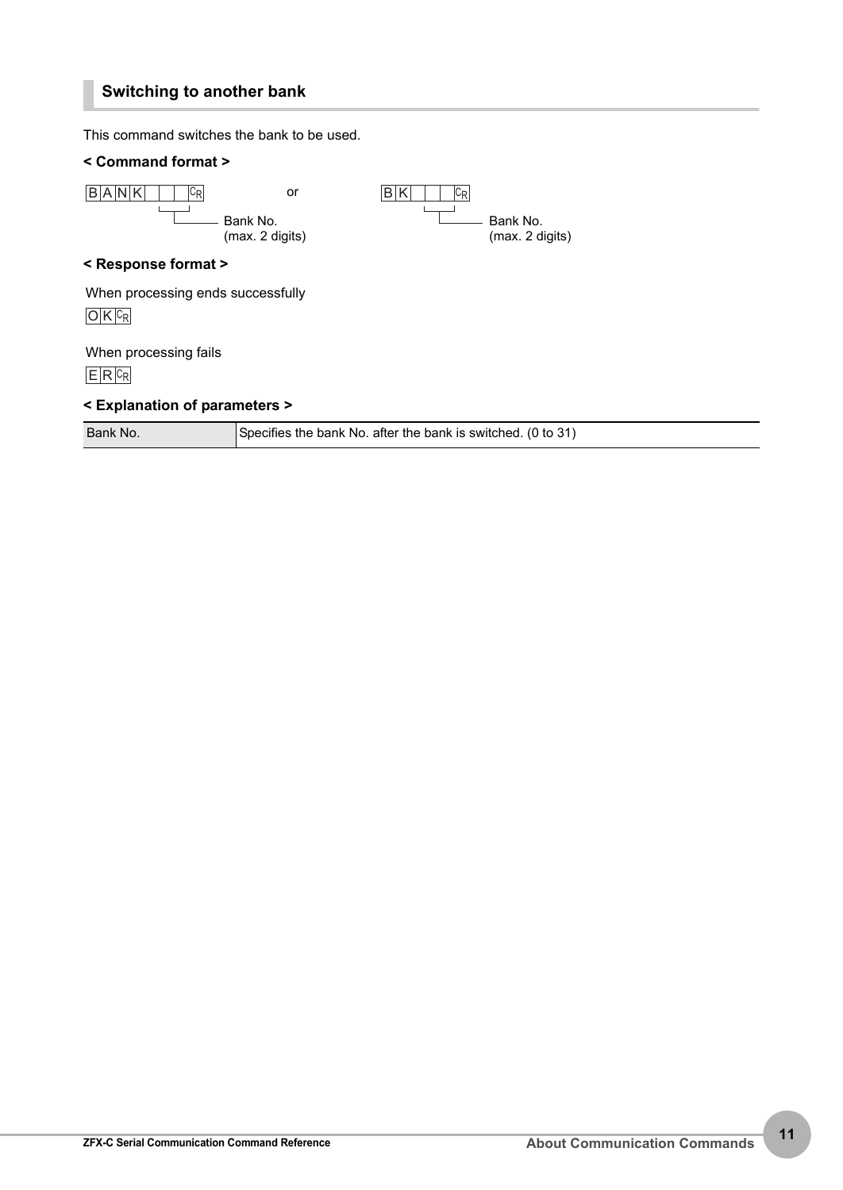## Switching to another bank

This command switches the bank to be used.

### < Command format >

```
B A N K [ ][ ] CR        or        B K [ ][ ] CR
          └─ Bank No.                  └─ Bank No.
             (max. 2 digits)              (max. 2 digits)
```

### < Response format >

When processing ends successfully

```
O K CR
```

When processing fails

```
E R CR
```

### < Explanation of parameters >

| | |
|---|---|
| Bank No. | Specifies the bank No. after the bank is switched. (0 to 31) |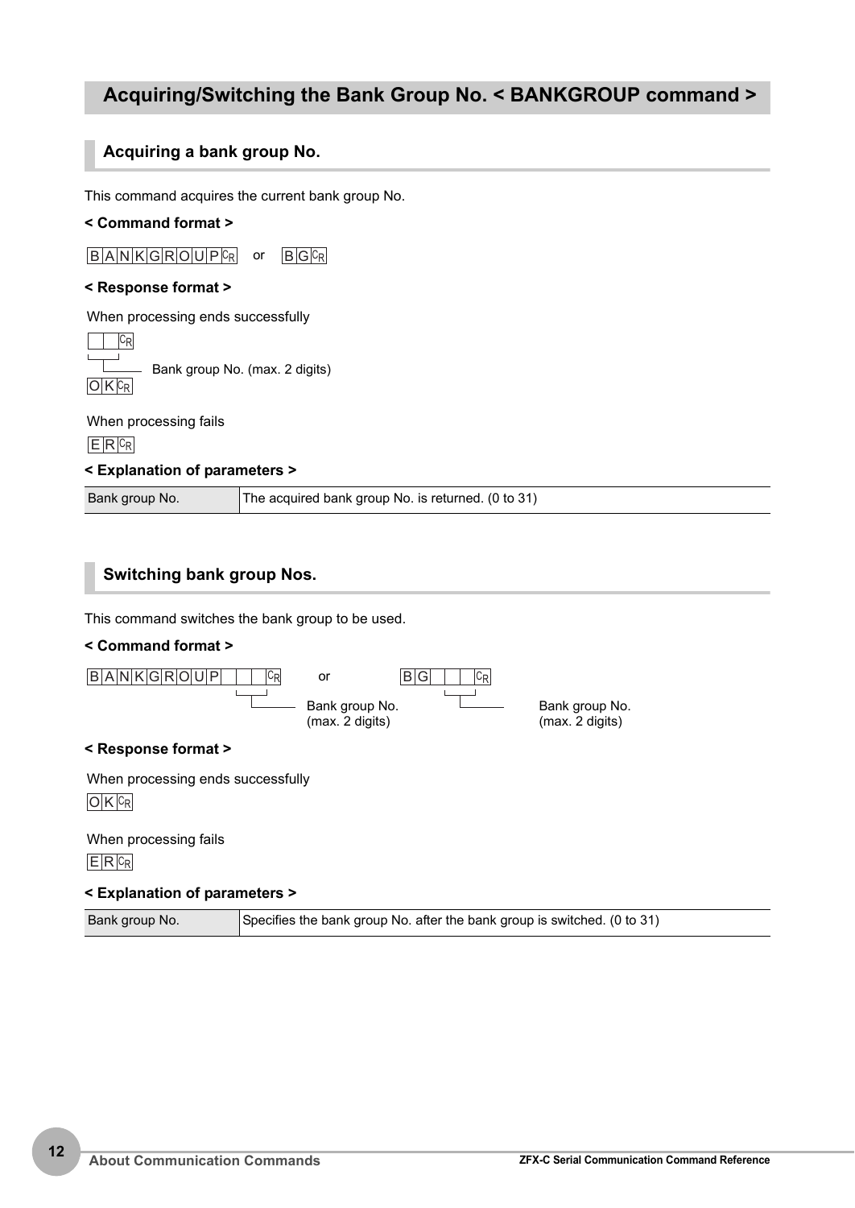## Acquiring/Switching the Bank Group No. < BANKGROUP command >

### Acquiring a bank group No.

This command acquires the current bank group No.

**< Command format >**

```
BANKGROUP[CR]   or   BG[CR]
```

**< Response format >**

When processing ends successfully

```
□□[CR]
└─ Bank group No. (max. 2 digits)
OK[CR]
```

When processing fails

```
ER[CR]
```

**< Explanation of parameters >**

| Bank group No. | The acquired bank group No. is returned. (0 to 31) |
|---|---|

### Switching bank group Nos.

This command switches the bank group to be used.

**< Command format >**

```
BANKGROUP□□[CR]   or   BG□□[CR]
         └─ Bank group No. (max. 2 digits)   └─ Bank group No. (max. 2 digits)
```

**< Response format >**

When processing ends successfully

```
OK[CR]
```

When processing fails

```
ER[CR]
```

**< Explanation of parameters >**

| Bank group No. | Specifies the bank group No. after the bank group is switched. (0 to 31) |
|---|---|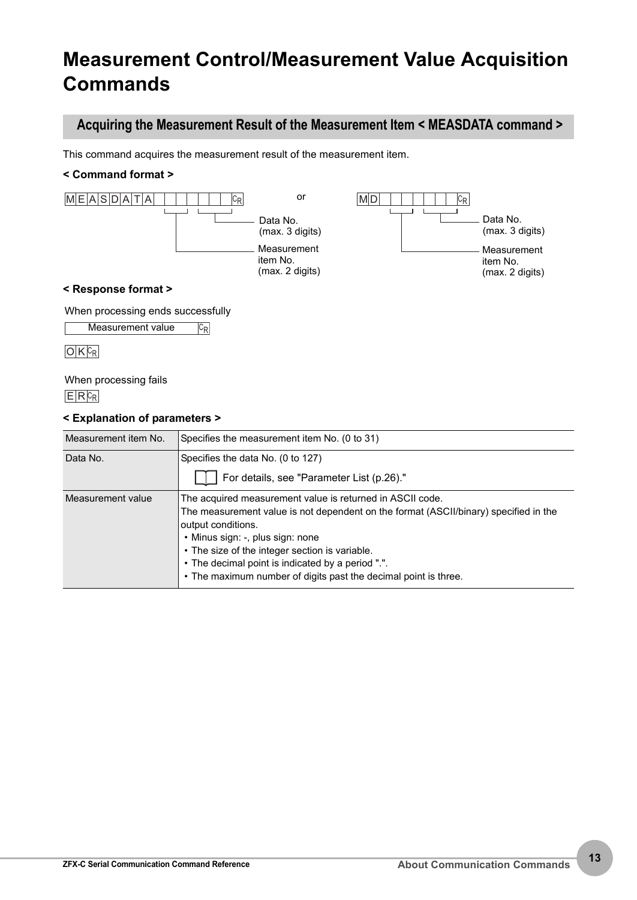# Measurement Control/Measurement Value Acquisition Commands

## Acquiring the Measurement Result of the Measurement Item < MEASDATA command >

This command acquires the measurement result of the measurement item.

**< Command format >**

```
MEASDATA [Measurement item No. (max. 2 digits)] [Data No. (max. 3 digits)] CR
```

or

```
MD [Measurement item No. (max. 2 digits)] [Data No. (max. 3 digits)] CR
```

**< Response format >**

When processing ends successfully

```
Measurement value CR
OK CR
```

When processing fails

```
ER CR
```

**< Explanation of parameters >**

| Parameter | Description |
|---|---|
| Measurement item No. | Specifies the measurement item No. (0 to 31) |
| Data No. | Specifies the data No. (0 to 127)<br>For details, see "Parameter List (p.26)." |
| Measurement value | The acquired measurement value is returned in ASCII code.<br>The measurement value is not dependent on the format (ASCII/binary) specified in the output conditions.<br>• Minus sign: -, plus sign: none<br>• The size of the integer section is variable.<br>• The decimal point is indicated by a period ".".<br>• The maximum number of digits past the decimal point is three. |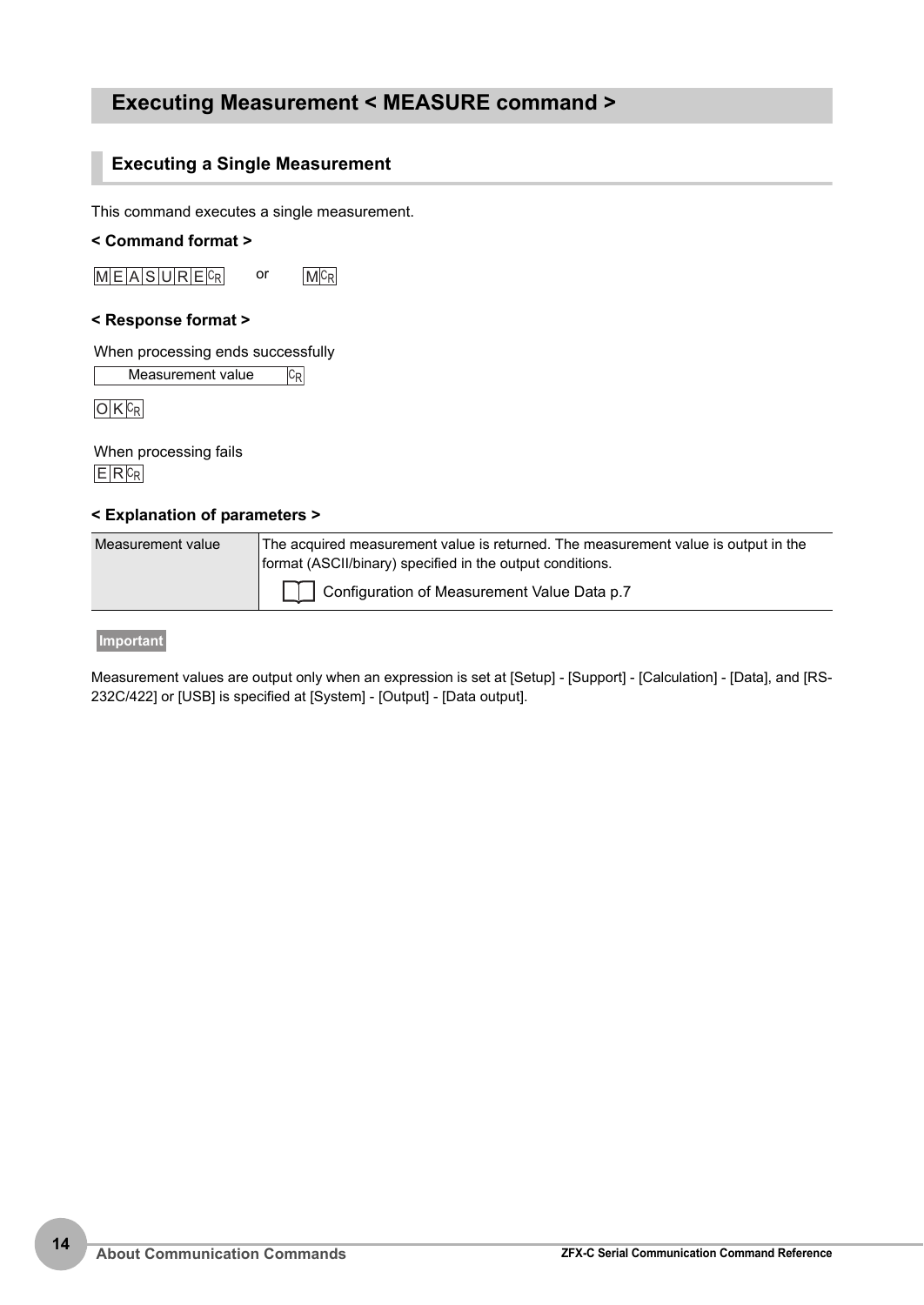# Executing Measurement < MEASURE command >

## Executing a Single Measurement

This command executes a single measurement.

**< Command format >**

MEASURE CR or M CR

**< Response format >**

When processing ends successfully

Measurement value CR

OK CR

When processing fails

ER CR

**< Explanation of parameters >**

| | |
|---|---|
| Measurement value | The acquired measurement value is returned. The measurement value is output in the format (ASCII/binary) specified in the output conditions.<br>Configuration of Measurement Value Data p.7 |

**Important**

Measurement values are output only when an expression is set at [Setup] - [Support] - [Calculation] - [Data], and [RS-232C/422] or [USB] is specified at [System] - [Output] - [Data output].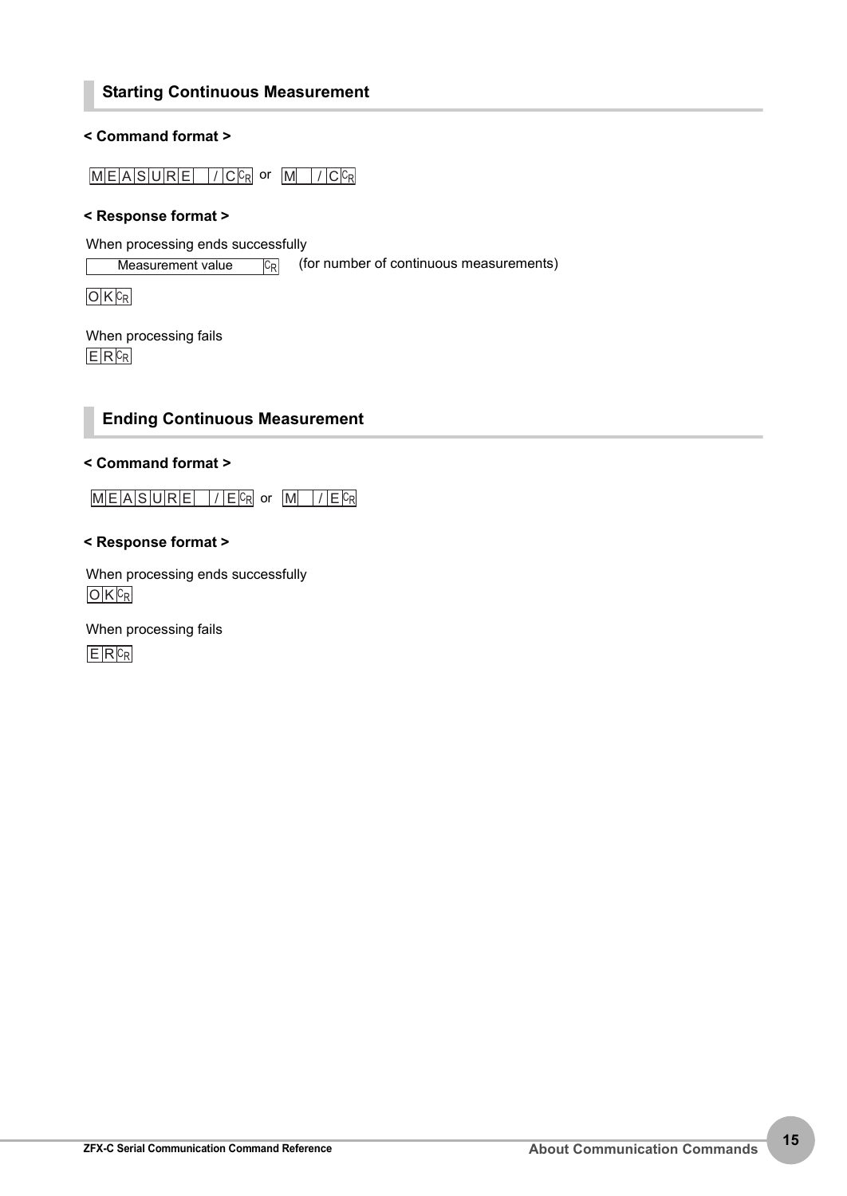## Starting Continuous Measurement

**< Command format >**

`MEASURE /C` CR or `M /C` CR

**< Response format >**

When processing ends successfully

`Measurement value` CR (for number of continuous measurements)

`OK` CR

When processing fails

`ER` CR

## Ending Continuous Measurement

**< Command format >**

`MEASURE /E` CR or `M /E` CR

**< Response format >**

When processing ends successfully

`OK` CR

When processing fails

`ER` CR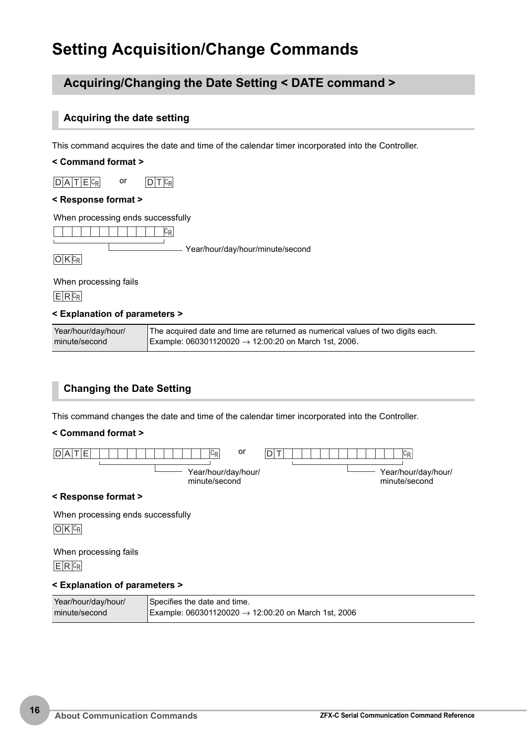# Setting Acquisition/Change Commands

## Acquiring/Changing the Date Setting < DATE command >

### Acquiring the date setting

This command acquires the date and time of the calendar timer incorporated into the Controller.

**< Command format >**

DATE CR or DT CR

**< Response format >**

When processing ends successfully

□□□□□□□□□□□□ CR

Year/hour/day/hour/minute/second

OK CR

When processing fails

ER CR

**< Explanation of parameters >**

| Year/hour/day/hour/minute/second | The acquired date and time are returned as numerical values of two digits each.<br>Example: 060301120020 → 12:00:20 on March 1st, 2006. |
|---|---|

### Changing the Date Setting

This command changes the date and time of the calendar timer incorporated into the Controller.

**< Command format >**

DATE □□□□□□□□□□□□ CR or DT □□□□□□□□□□□□ CR

Year/hour/day/hour/minute/second

**< Response format >**

When processing ends successfully

OK CR

When processing fails

ER CR

**< Explanation of parameters >**

| Year/hour/day/hour/minute/second | Specifies the date and time.<br>Example: 060301120020 → 12:00:20 on March 1st, 2006 |
|---|---|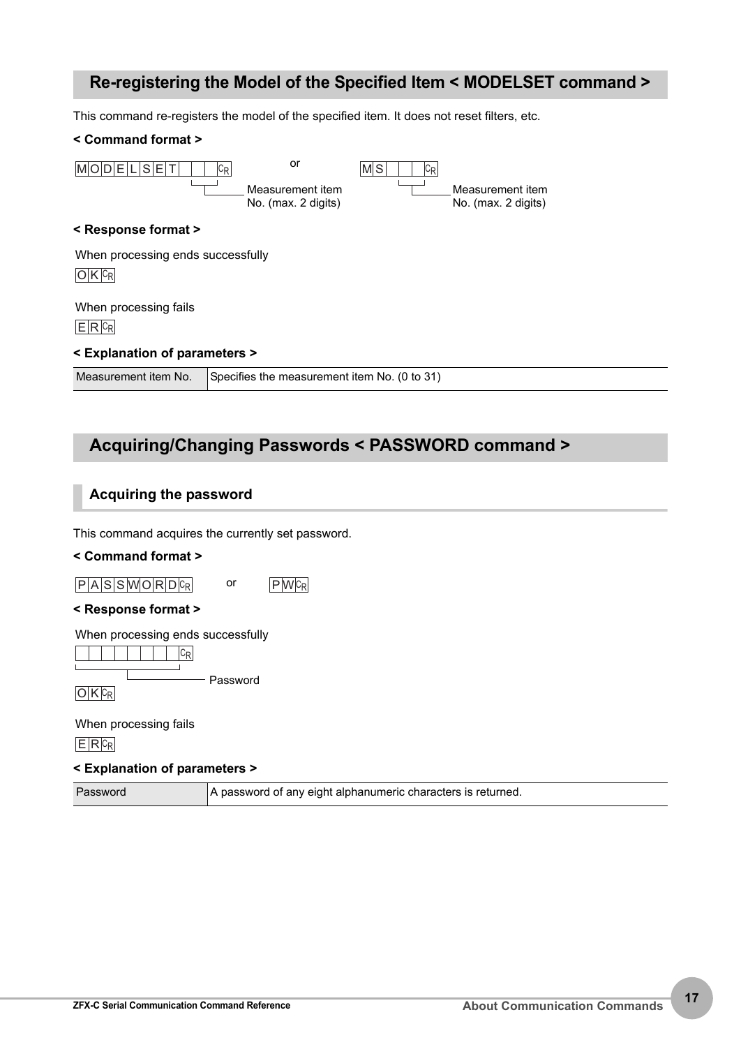## Re-registering the Model of the Specified Item < MODELSET command >

This command re-registers the model of the specified item. It does not reset filters, etc.

**< Command format >**

```
MODELSET□□CR          or          MS□□CR
        └─ Measurement item            └─ Measurement item
           No. (max. 2 digits)            No. (max. 2 digits)
```

**< Response format >**

When processing ends successfully

```
OKCR
```

When processing fails

```
ERCR
```

**< Explanation of parameters >**

| | |
|---|---|
| Measurement item No. | Specifies the measurement item No. (0 to 31) |

## Acquiring/Changing Passwords < PASSWORD command >

### Acquiring the password

This command acquires the currently set password.

**< Command format >**

```
PASSWORDCR          or          PWCR
```

**< Response format >**

When processing ends successfully

```
□□□□□□□□CR
└─ Password
OKCR
```

When processing fails

```
ERCR
```

**< Explanation of parameters >**

| | |
|---|---|
| Password | A password of any eight alphanumeric characters is returned. |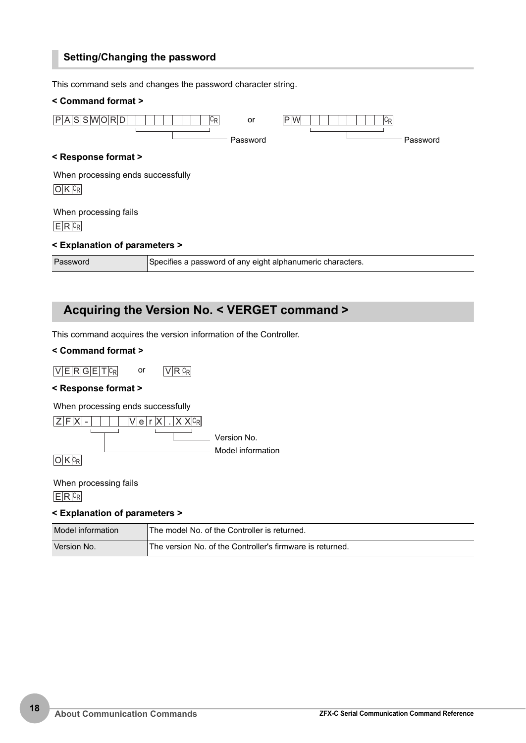### Setting/Changing the password

This command sets and changes the password character string.

**< Command format >**

```
PASSWORD[Password]CR    or    PW[Password]CR
```

**< Response format >**

When processing ends successfully

```
OKCR
```

When processing fails

```
ERCR
```

**< Explanation of parameters >**

| Password | Specifies a password of any eight alphanumeric characters. |
|---|---|

## Acquiring the Version No. < VERGET command >

This command acquires the version information of the Controller.

**< Command format >**

```
VERGETCR    or    VRCR
```

**< Response format >**

When processing ends successfully

```
ZFX-[Model information]VerX.XXCR
OKCR
```

(X.XX: Version No.)

When processing fails

```
ERCR
```

**< Explanation of parameters >**

| Model information | The model No. of the Controller is returned. |
|---|---|
| Version No. | The version No. of the Controller's firmware is returned. |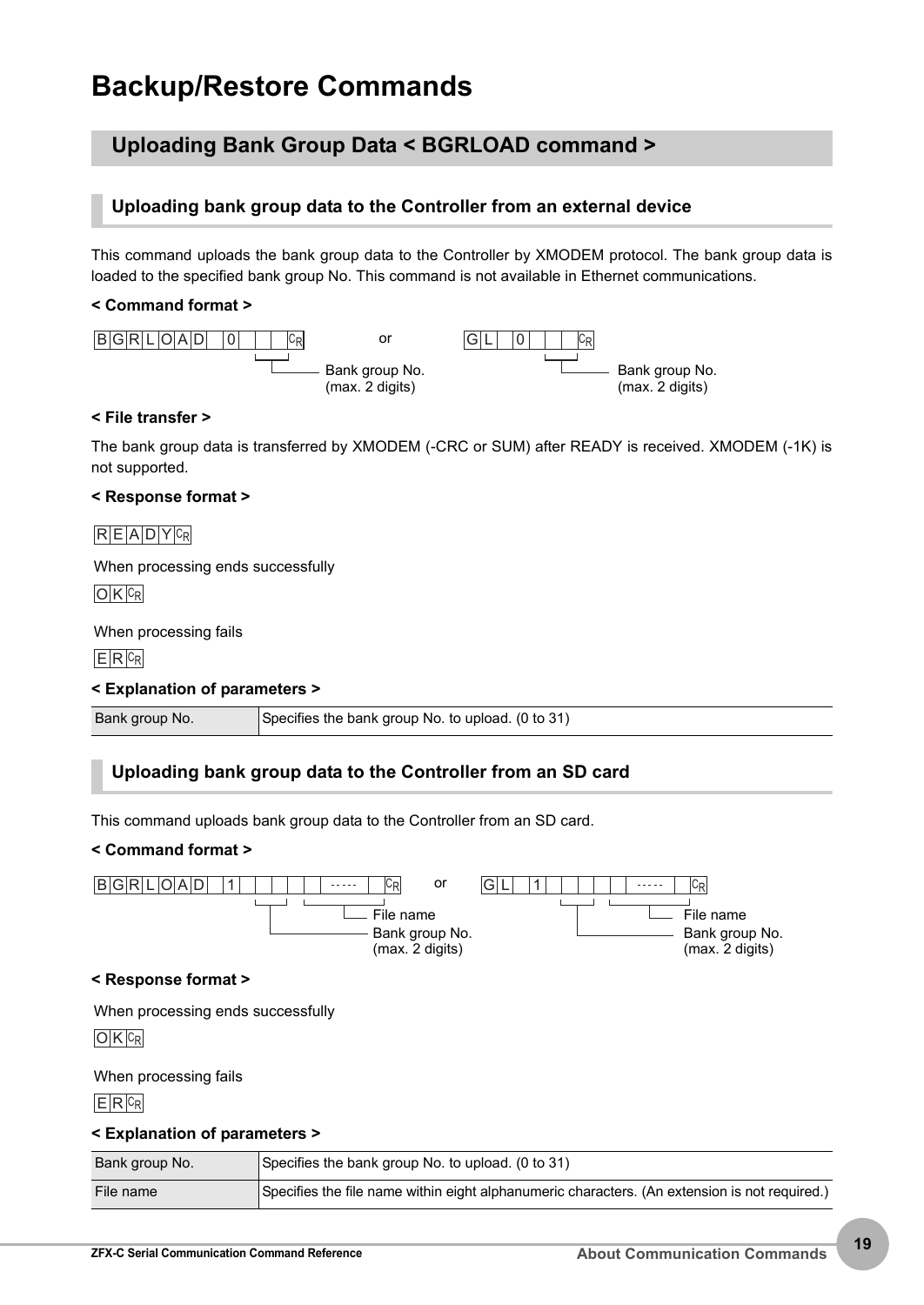# Backup/Restore Commands

## Uploading Bank Group Data < BGRLOAD command >

### Uploading bank group data to the Controller from an external device

This command uploads the bank group data to the Controller by XMODEM protocol. The bank group data is loaded to the specified bank group No. This command is not available in Ethernet communications.

**< Command format >**

```
B G R L O A D   0 [ ][ ] CR        or        G L   0 [ ][ ] CR
                  └──┘                                └──┘
                  Bank group No.                      Bank group No.
                  (max. 2 digits)                     (max. 2 digits)
```

**< File transfer >**

The bank group data is transferred by XMODEM (-CRC or SUM) after READY is received. XMODEM (-1K) is not supported.

**< Response format >**

READY CR

When processing ends successfully

OK CR

When processing fails

ER CR

**< Explanation of parameters >**

| Bank group No. | Specifies the bank group No. to upload. (0 to 31) |
|---|---|

### Uploading bank group data to the Controller from an SD card

This command uploads bank group data to the Controller from an SD card.

**< Command format >**

```
B G R L O A D   1 [ ][ ] [ ][ ] ----- [ ] CR        or        G L   1 [ ][ ] [ ][ ] ----- [ ] CR
                  └──┘  └───────────────┘                       └──┘  └───────────────┘
                    |         File name                           |         File name
                    Bank group No.                                Bank group No.
                    (max. 2 digits)                               (max. 2 digits)
```

**< Response format >**

When processing ends successfully

OK CR

When processing fails

ER CR

**< Explanation of parameters >**

| Bank group No. | Specifies the bank group No. to upload. (0 to 31) |
|---|---|
| File name | Specifies the file name within eight alphanumeric characters. (An extension is not required.) |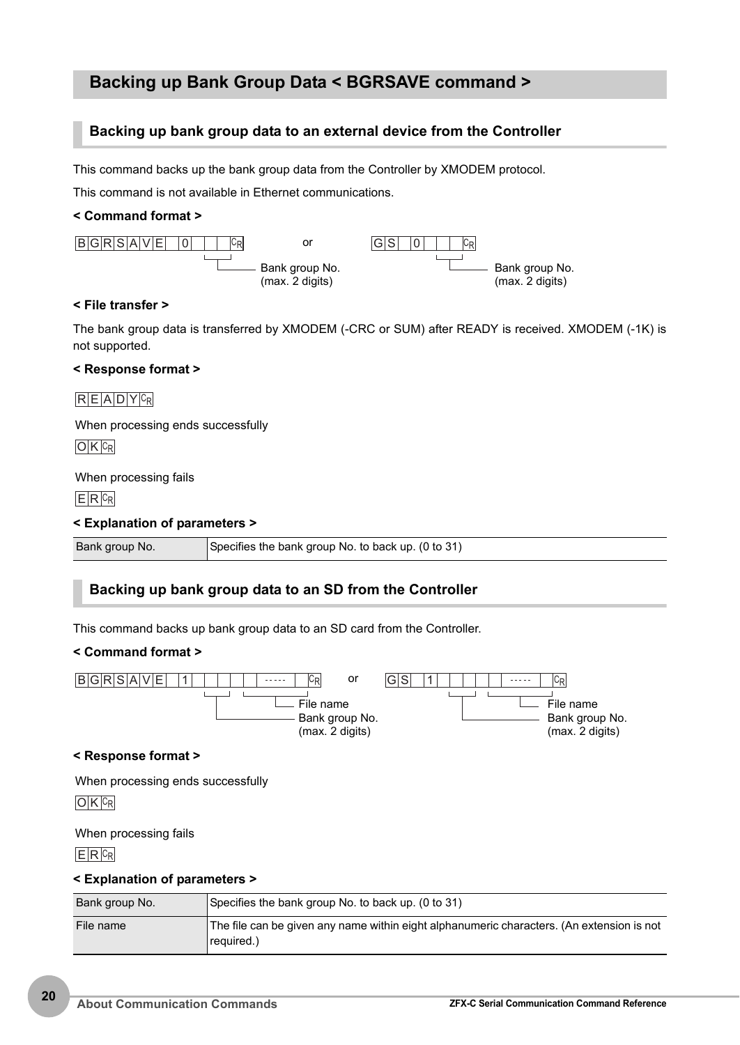# Backing up Bank Group Data < BGRSAVE command >

## Backing up bank group data to an external device from the Controller

This command backs up the bank group data from the Controller by XMODEM protocol.

This command is not available in Ethernet communications.

**< Command format >**

```
BGRSAVE 0 □□ CR        or        GS 0 □□ CR
          └─ Bank group No.                └─ Bank group No.
             (max. 2 digits)                  (max. 2 digits)
```

**< File transfer >**

The bank group data is transferred by XMODEM (-CRC or SUM) after READY is received. XMODEM (-1K) is not supported.

**< Response format >**

```
READY CR
```

When processing ends successfully

```
OK CR
```

When processing fails

```
ER CR
```

**< Explanation of parameters >**

| | |
|---|---|
| Bank group No. | Specifies the bank group No. to back up. (0 to 31) |

## Backing up bank group data to an SD from the Controller

This command backs up bank group data to an SD card from the Controller.

**< Command format >**

```
BGRSAVE 1 □□ □□----□ CR        or        GS 1 □□ □□----□ CR
          │  └─ File name                   │  └─ File name
          └─ Bank group No.                 └─ Bank group No.
             (max. 2 digits)                   (max. 2 digits)
```

**< Response format >**

When processing ends successfully

```
OK CR
```

When processing fails

```
ER CR
```

**< Explanation of parameters >**

| | |
|---|---|
| Bank group No. | Specifies the bank group No. to back up. (0 to 31) |
| File name | The file can be given any name within eight alphanumeric characters. (An extension is not required.) |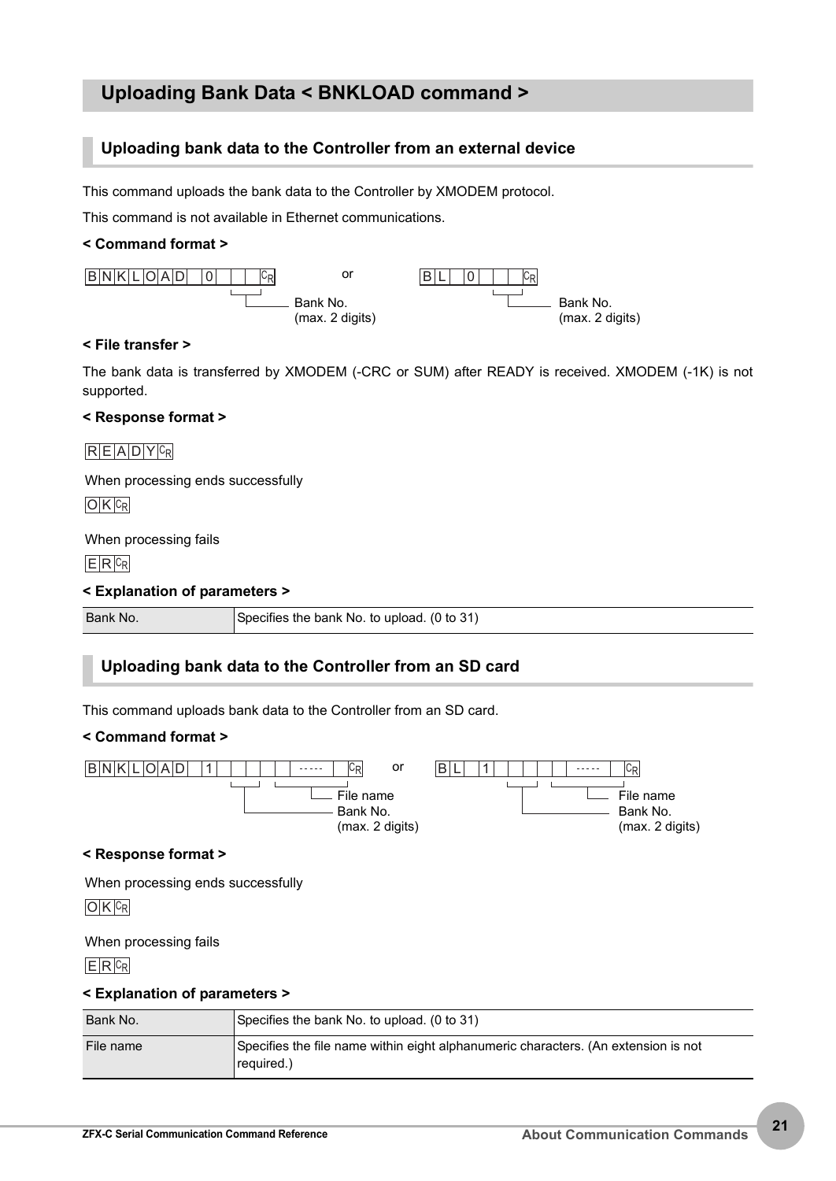# Uploading Bank Data < BNKLOAD command >

## Uploading bank data to the Controller from an external device

This command uploads the bank data to the Controller by XMODEM protocol.

This command is not available in Ethernet communications.

**< Command format >**

```
BNKLOAD 0 □□ CR        or        BL 0 □□ CR
          └── Bank No.                 └── Bank No.
              (max. 2 digits)              (max. 2 digits)
```

**< File transfer >**

The bank data is transferred by XMODEM (-CRC or SUM) after READY is received. XMODEM (-1K) is not supported.

**< Response format >**

READY CR

When processing ends successfully

OK CR

When processing fails

ER CR

**< Explanation of parameters >**

| | |
|---|---|
| Bank No. | Specifies the bank No. to upload. (0 to 31) |

## Uploading bank data to the Controller from an SD card

This command uploads bank data to the Controller from an SD card.

**< Command format >**

```
BNKLOAD 1 □□ □□ ----- CR        or        BL 1 □□ □□ ----- CR
          │   └── File name                  │   └── File name
          └────── Bank No.                   └────── Bank No.
                  (max. 2 digits)                    (max. 2 digits)
```

**< Response format >**

When processing ends successfully

OK CR

When processing fails

ER CR

**< Explanation of parameters >**

| | |
|---|---|
| Bank No. | Specifies the bank No. to upload. (0 to 31) |
| File name | Specifies the file name within eight alphanumeric characters. (An extension is not required.) |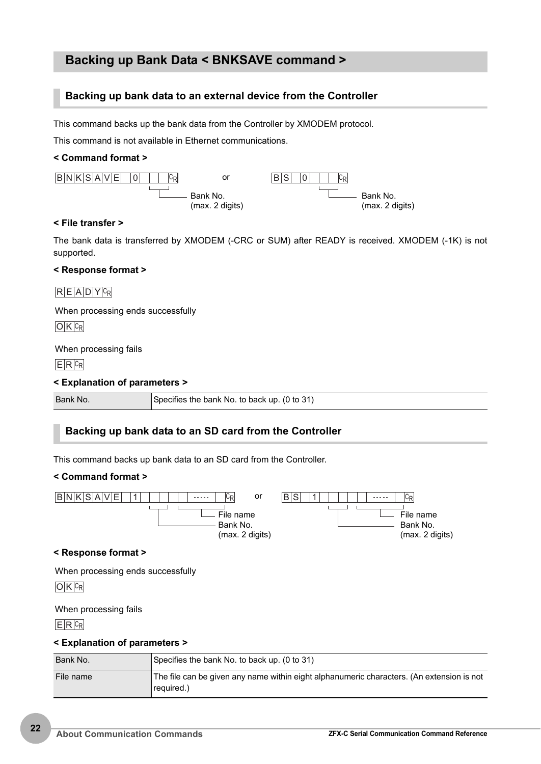# Backing up Bank Data < BNKSAVE command >

## Backing up bank data to an external device from the Controller

This command backs up the bank data from the Controller by XMODEM protocol.

This command is not available in Ethernet communications.

**< Command format >**

```
BNKSAVE 0 [Bank No.] CR      or      BS 0 [Bank No.] CR
```

Bank No. (max. 2 digits)

**< File transfer >**

The bank data is transferred by XMODEM (-CRC or SUM) after READY is received. XMODEM (-1K) is not supported.

**< Response format >**

```
READY CR
```

When processing ends successfully

```
OK CR
```

When processing fails

```
ER CR
```

**< Explanation of parameters >**

| Bank No. | Specifies the bank No. to back up. (0 to 31) |
|---|---|

## Backing up bank data to an SD card from the Controller

This command backs up bank data to an SD card from the Controller.

**< Command format >**

```
BNKSAVE 1 [Bank No.] [File name] CR      or      BS 1 [Bank No.] [File name] CR
```

File name

Bank No. (max. 2 digits)

**< Response format >**

When processing ends successfully

```
OK CR
```

When processing fails

```
ER CR
```

**< Explanation of parameters >**

| Bank No. | Specifies the bank No. to back up. (0 to 31) |
|---|---|
| File name | The file can be given any name within eight alphanumeric characters. (An extension is not required.) |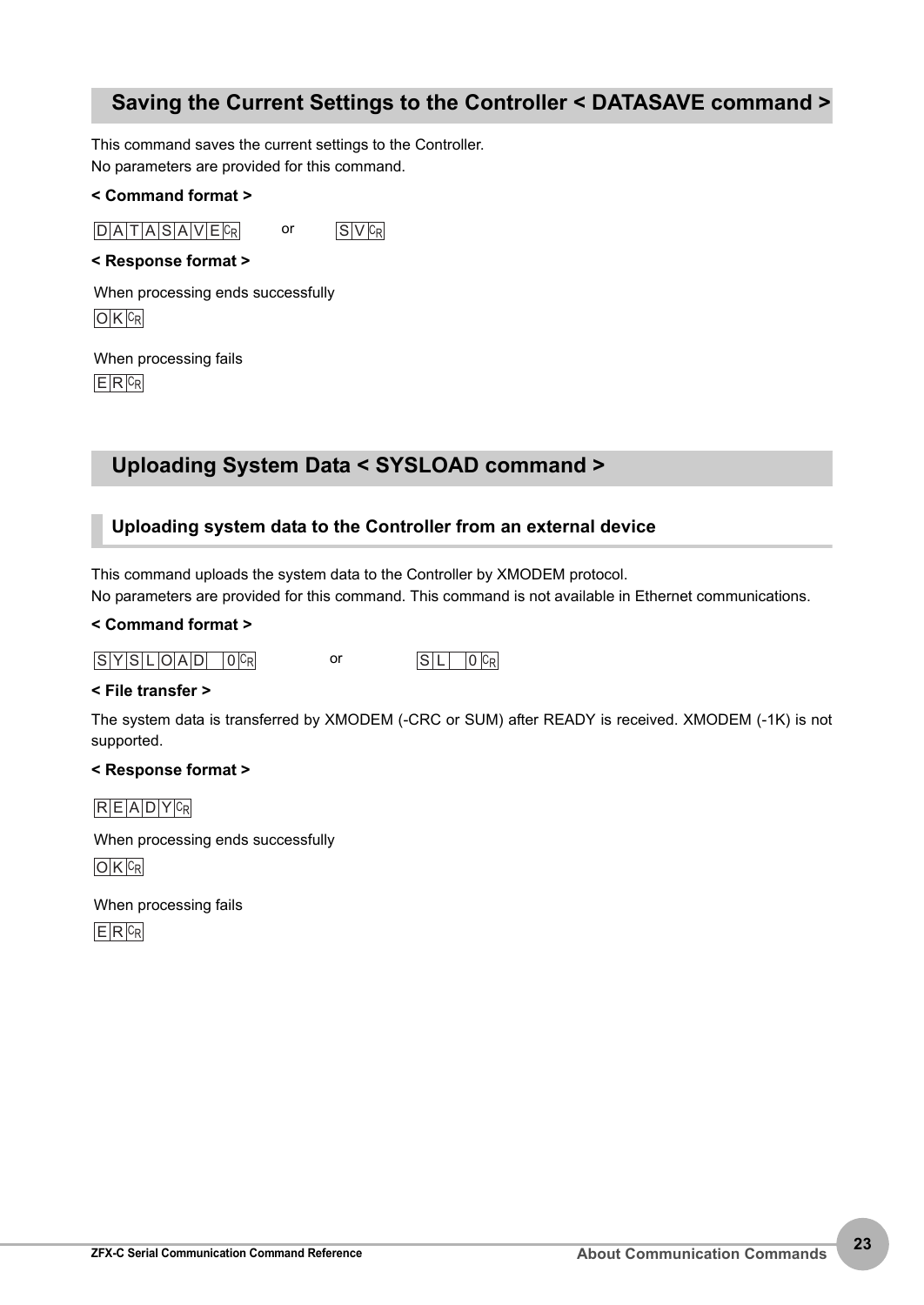## Saving the Current Settings to the Controller < DATASAVE command >

This command saves the current settings to the Controller.
No parameters are provided for this command.

**< Command format >**

DATASAVE CR or SV CR

**< Response format >**

When processing ends successfully

OK CR

When processing fails

ER CR

## Uploading System Data < SYSLOAD command >

### Uploading system data to the Controller from an external device

This command uploads the system data to the Controller by XMODEM protocol.
No parameters are provided for this command. This command is not available in Ethernet communications.

**< Command format >**

SYSLOAD 0 CR or SL 0 CR

**< File transfer >**

The system data is transferred by XMODEM (-CRC or SUM) after READY is received. XMODEM (-1K) is not supported.

**< Response format >**

READY CR

When processing ends successfully

OK CR

When processing fails

ER CR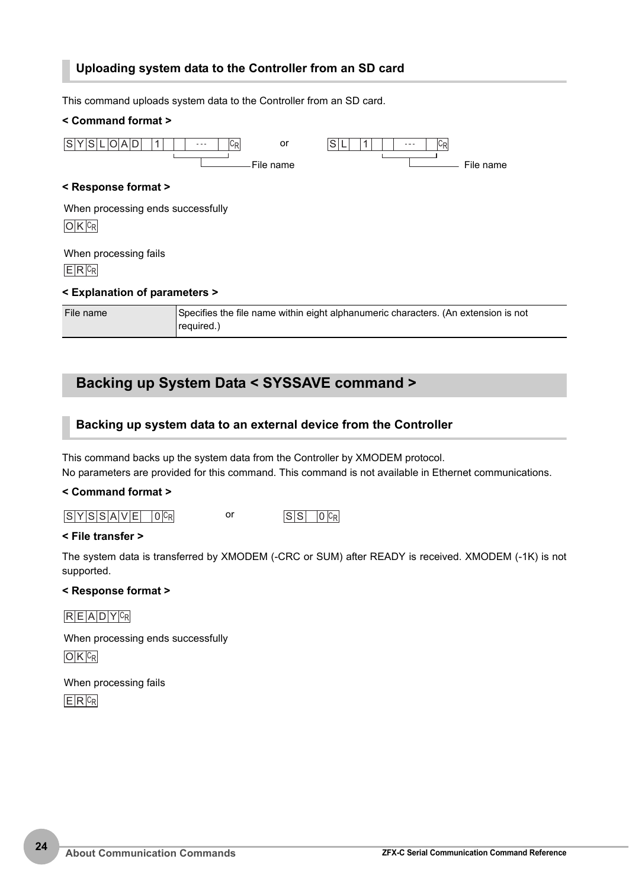### Uploading system data to the Controller from an SD card

This command uploads system data to the Controller from an SD card.

**< Command format >**

```
SYSLOAD 1 ---  CR        or        SL 1 ---  CR
          File name                   File name
```

**< Response format >**

When processing ends successfully

```
OKCR
```

When processing fails

```
ERCR
```

**< Explanation of parameters >**

| File name | Specifies the file name within eight alphanumeric characters. (An extension is not required.) |
|---|---|

## Backing up System Data < SYSSAVE command >

### Backing up system data to an external device from the Controller

This command backs up the system data from the Controller by XMODEM protocol.
No parameters are provided for this command. This command is not available in Ethernet communications.

**< Command format >**

```
SYSSAVE 0CR        or        SS 0CR
```

**< File transfer >**

The system data is transferred by XMODEM (-CRC or SUM) after READY is received. XMODEM (-1K) is not supported.

**< Response format >**

```
READYCR
```

When processing ends successfully

```
OKCR
```

When processing fails

```
ERCR
```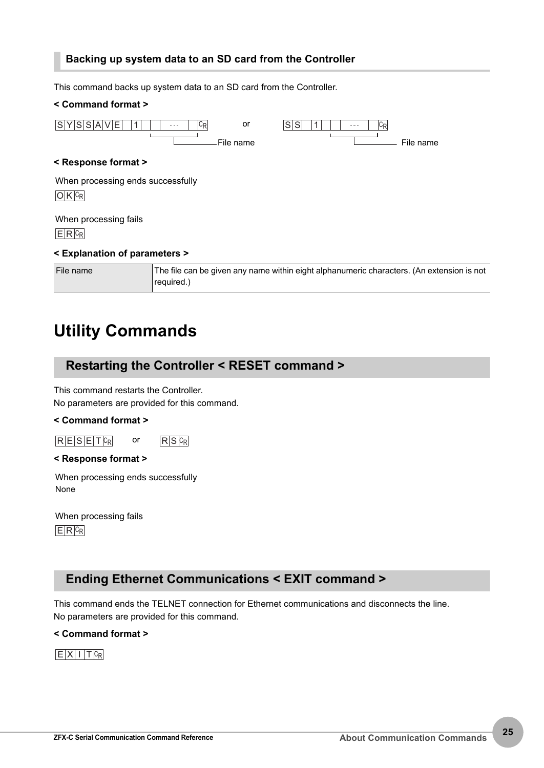### Backing up system data to an SD card from the Controller

This command backs up system data to an SD card from the Controller.

**< Command format >**

```
SYSSAVE 1 ---  CR      or      SS 1 ---  CR
          └─ File name            └─ File name
```

**< Response format >**

When processing ends successfully

```
OK CR
```

When processing fails

```
ER CR
```

**< Explanation of parameters >**

| File name | The file can be given any name within eight alphanumeric characters. (An extension is not required.) |
|---|---|

# Utility Commands

## Restarting the Controller < RESET command >

This command restarts the Controller.
No parameters are provided for this command.

**< Command format >**

```
RESET CR      or      RS CR
```

**< Response format >**

When processing ends successfully
None

When processing fails

```
ER CR
```

## Ending Ethernet Communications < EXIT command >

This command ends the TELNET connection for Ethernet communications and disconnects the line.
No parameters are provided for this command.

**< Command format >**

```
EXIT CR
```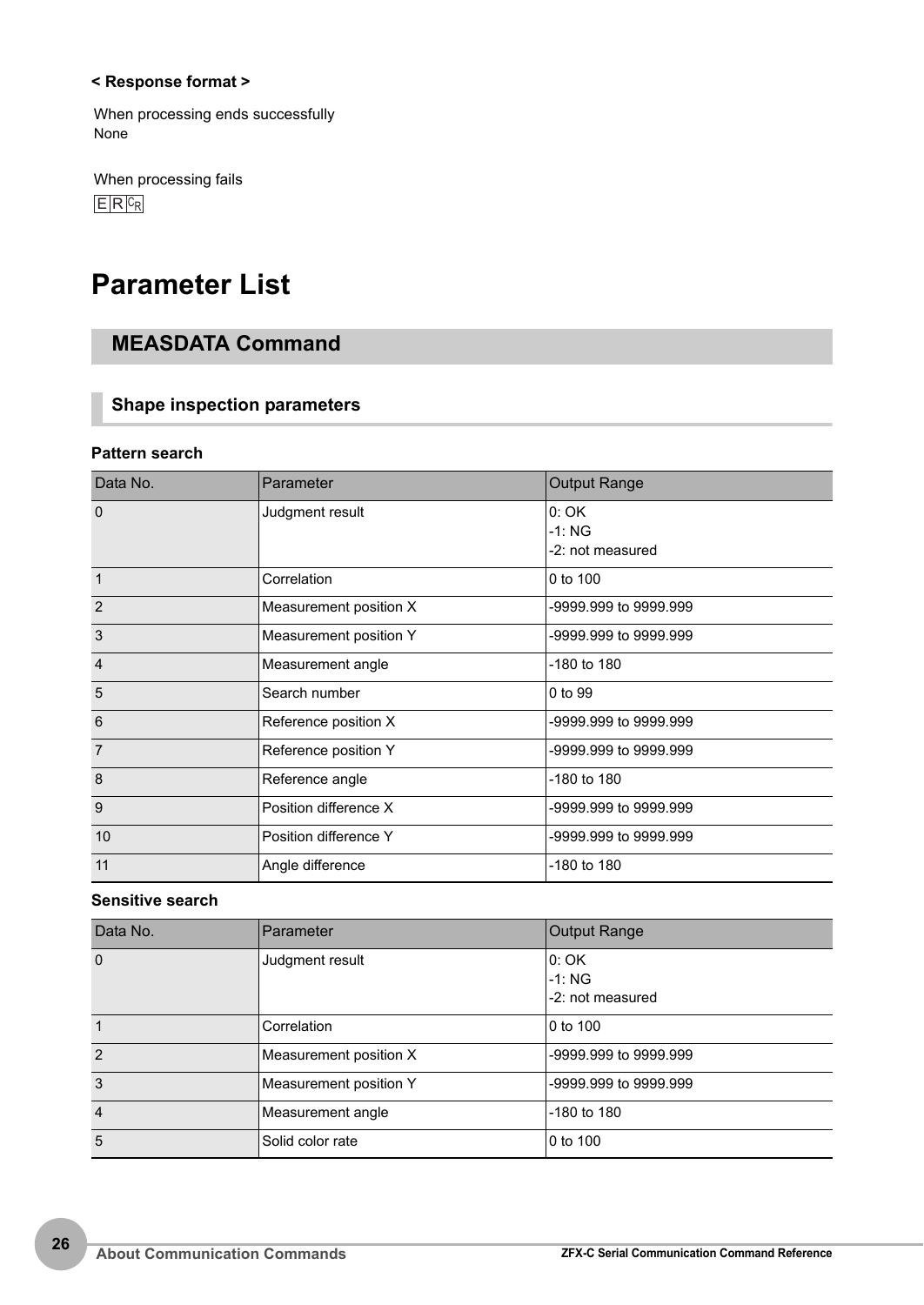**< Response format >**

When processing ends successfully
None

When processing fails
ER$C_R$

# Parameter List

## MEASDATA Command

### Shape inspection parameters

**Pattern search**

| Data No. | Parameter | Output Range |
|---|---|---|
| 0 | Judgment result | 0: OK<br>-1: NG<br>-2: not measured |
| 1 | Correlation | 0 to 100 |
| 2 | Measurement position X | -9999.999 to 9999.999 |
| 3 | Measurement position Y | -9999.999 to 9999.999 |
| 4 | Measurement angle | -180 to 180 |
| 5 | Search number | 0 to 99 |
| 6 | Reference position X | -9999.999 to 9999.999 |
| 7 | Reference position Y | -9999.999 to 9999.999 |
| 8 | Reference angle | -180 to 180 |
| 9 | Position difference X | -9999.999 to 9999.999 |
| 10 | Position difference Y | -9999.999 to 9999.999 |
| 11 | Angle difference | -180 to 180 |

**Sensitive search**

| Data No. | Parameter | Output Range |
|---|---|---|
| 0 | Judgment result | 0: OK<br>-1: NG<br>-2: not measured |
| 1 | Correlation | 0 to 100 |
| 2 | Measurement position X | -9999.999 to 9999.999 |
| 3 | Measurement position Y | -9999.999 to 9999.999 |
| 4 | Measurement angle | -180 to 180 |
| 5 | Solid color rate | 0 to 100 |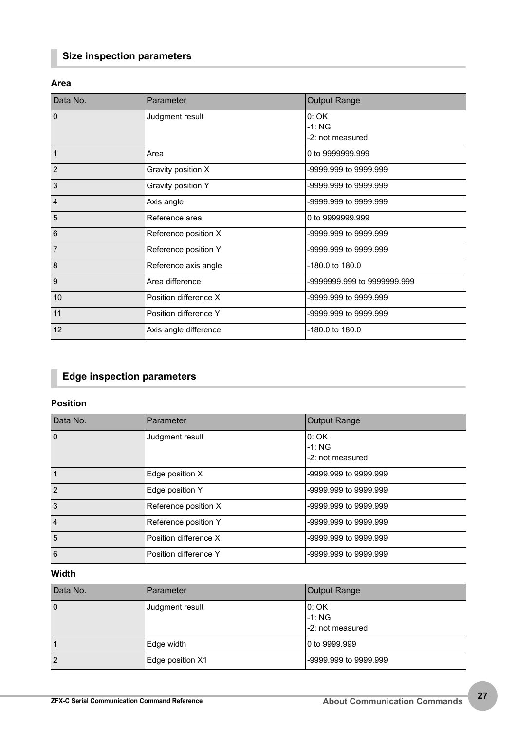## Size inspection parameters

### Area

| Data No. | Parameter | Output Range |
| --- | --- | --- |
| 0 | Judgment result | 0: OK<br>-1: NG<br>-2: not measured |
| 1 | Area | 0 to 9999999.999 |
| 2 | Gravity position X | -9999.999 to 9999.999 |
| 3 | Gravity position Y | -9999.999 to 9999.999 |
| 4 | Axis angle | -9999.999 to 9999.999 |
| 5 | Reference area | 0 to 9999999.999 |
| 6 | Reference position X | -9999.999 to 9999.999 |
| 7 | Reference position Y | -9999.999 to 9999.999 |
| 8 | Reference axis angle | -180.0 to 180.0 |
| 9 | Area difference | -9999999.999 to 9999999.999 |
| 10 | Position difference X | -9999.999 to 9999.999 |
| 11 | Position difference Y | -9999.999 to 9999.999 |
| 12 | Axis angle difference | -180.0 to 180.0 |

## Edge inspection parameters

### Position

| Data No. | Parameter | Output Range |
| --- | --- | --- |
| 0 | Judgment result | 0: OK<br>-1: NG<br>-2: not measured |
| 1 | Edge position X | -9999.999 to 9999.999 |
| 2 | Edge position Y | -9999.999 to 9999.999 |
| 3 | Reference position X | -9999.999 to 9999.999 |
| 4 | Reference position Y | -9999.999 to 9999.999 |
| 5 | Position difference X | -9999.999 to 9999.999 |
| 6 | Position difference Y | -9999.999 to 9999.999 |

### Width

| Data No. | Parameter | Output Range |
| --- | --- | --- |
| 0 | Judgment result | 0: OK<br>-1: NG<br>-2: not measured |
| 1 | Edge width | 0 to 9999.999 |
| 2 | Edge position X1 | -9999.999 to 9999.999 |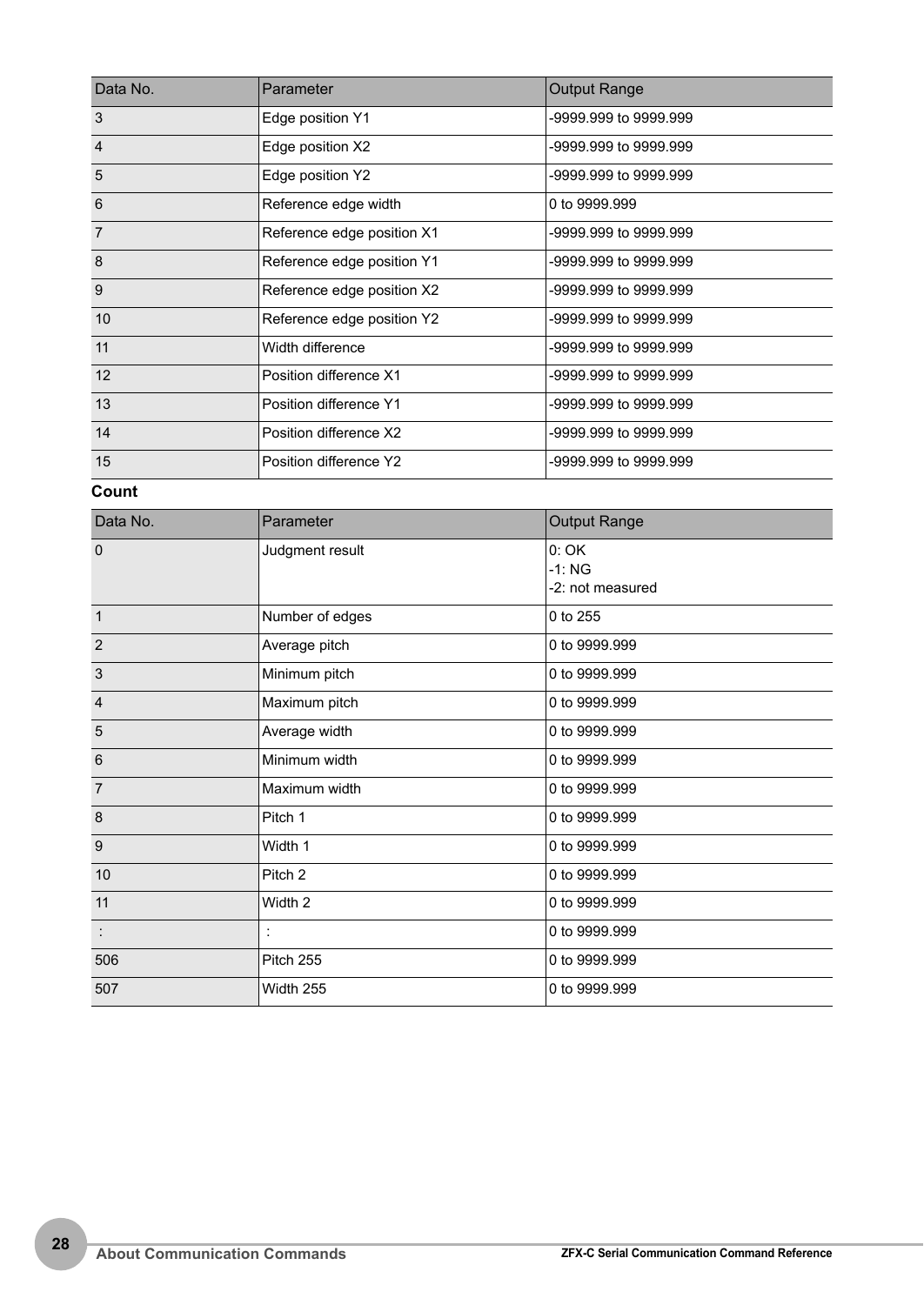| Data No. | Parameter | Output Range |
| --- | --- | --- |
| 3 | Edge position Y1 | -9999.999 to 9999.999 |
| 4 | Edge position X2 | -9999.999 to 9999.999 |
| 5 | Edge position Y2 | -9999.999 to 9999.999 |
| 6 | Reference edge width | 0 to 9999.999 |
| 7 | Reference edge position X1 | -9999.999 to 9999.999 |
| 8 | Reference edge position Y1 | -9999.999 to 9999.999 |
| 9 | Reference edge position X2 | -9999.999 to 9999.999 |
| 10 | Reference edge position Y2 | -9999.999 to 9999.999 |
| 11 | Width difference | -9999.999 to 9999.999 |
| 12 | Position difference X1 | -9999.999 to 9999.999 |
| 13 | Position difference Y1 | -9999.999 to 9999.999 |
| 14 | Position difference X2 | -9999.999 to 9999.999 |
| 15 | Position difference Y2 | -9999.999 to 9999.999 |

**Count**

| Data No. | Parameter | Output Range |
| --- | --- | --- |
| 0 | Judgment result | 0: OK<br>-1: NG<br>-2: not measured |
| 1 | Number of edges | 0 to 255 |
| 2 | Average pitch | 0 to 9999.999 |
| 3 | Minimum pitch | 0 to 9999.999 |
| 4 | Maximum pitch | 0 to 9999.999 |
| 5 | Average width | 0 to 9999.999 |
| 6 | Minimum width | 0 to 9999.999 |
| 7 | Maximum width | 0 to 9999.999 |
| 8 | Pitch 1 | 0 to 9999.999 |
| 9 | Width 1 | 0 to 9999.999 |
| 10 | Pitch 2 | 0 to 9999.999 |
| 11 | Width 2 | 0 to 9999.999 |
| : | : | 0 to 9999.999 |
| 506 | Pitch 255 | 0 to 9999.999 |
| 507 | Width 255 | 0 to 9999.999 |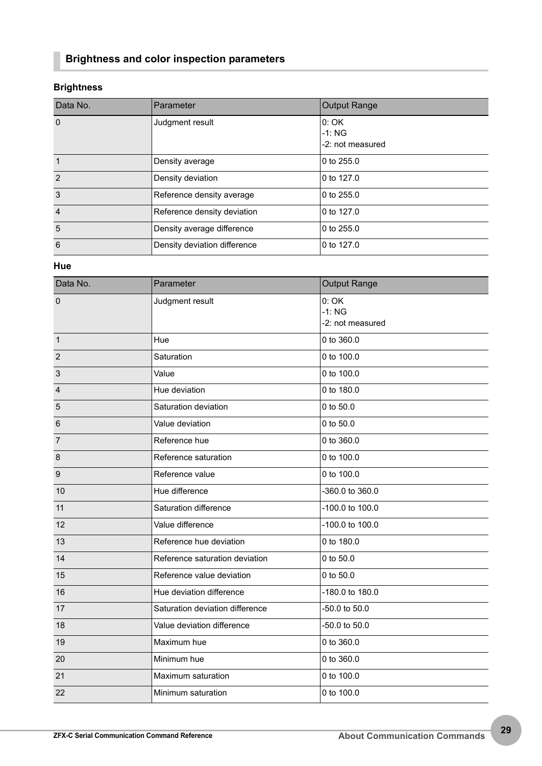## Brightness and color inspection parameters

### Brightness

| Data No. | Parameter | Output Range |
|---|---|---|
| 0 | Judgment result | 0: OK<br>-1: NG<br>-2: not measured |
| 1 | Density average | 0 to 255.0 |
| 2 | Density deviation | 0 to 127.0 |
| 3 | Reference density average | 0 to 255.0 |
| 4 | Reference density deviation | 0 to 127.0 |
| 5 | Density average difference | 0 to 255.0 |
| 6 | Density deviation difference | 0 to 127.0 |

### Hue

| Data No. | Parameter | Output Range |
|---|---|---|
| 0 | Judgment result | 0: OK<br>-1: NG<br>-2: not measured |
| 1 | Hue | 0 to 360.0 |
| 2 | Saturation | 0 to 100.0 |
| 3 | Value | 0 to 100.0 |
| 4 | Hue deviation | 0 to 180.0 |
| 5 | Saturation deviation | 0 to 50.0 |
| 6 | Value deviation | 0 to 50.0 |
| 7 | Reference hue | 0 to 360.0 |
| 8 | Reference saturation | 0 to 100.0 |
| 9 | Reference value | 0 to 100.0 |
| 10 | Hue difference | -360.0 to 360.0 |
| 11 | Saturation difference | -100.0 to 100.0 |
| 12 | Value difference | -100.0 to 100.0 |
| 13 | Reference hue deviation | 0 to 180.0 |
| 14 | Reference saturation deviation | 0 to 50.0 |
| 15 | Reference value deviation | 0 to 50.0 |
| 16 | Hue deviation difference | -180.0 to 180.0 |
| 17 | Saturation deviation difference | -50.0 to 50.0 |
| 18 | Value deviation difference | -50.0 to 50.0 |
| 19 | Maximum hue | 0 to 360.0 |
| 20 | Minimum hue | 0 to 360.0 |
| 21 | Maximum saturation | 0 to 100.0 |
| 22 | Minimum saturation | 0 to 100.0 |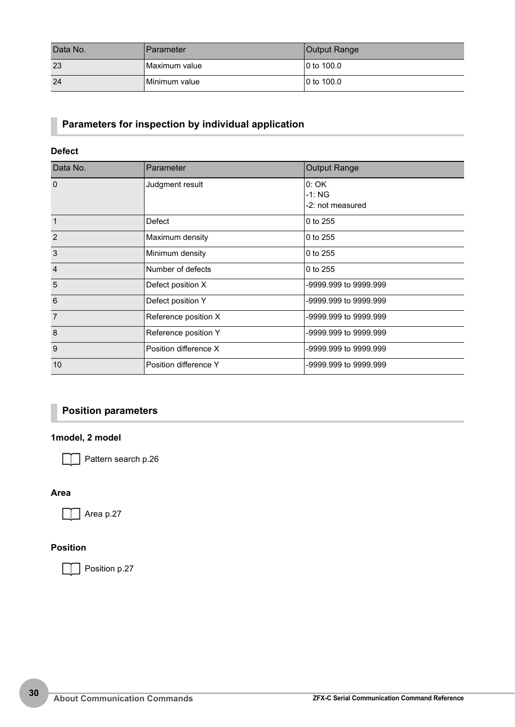| Data No. | Parameter | Output Range |
|---|---|---|
| 23 | Maximum value | 0 to 100.0 |
| 24 | Minimum value | 0 to 100.0 |

## Parameters for inspection by individual application

### Defect

| Data No. | Parameter | Output Range |
|---|---|---|
| 0 | Judgment result | 0: OK<br>-1: NG<br>-2: not measured |
| 1 | Defect | 0 to 255 |
| 2 | Maximum density | 0 to 255 |
| 3 | Minimum density | 0 to 255 |
| 4 | Number of defects | 0 to 255 |
| 5 | Defect position X | -9999.999 to 9999.999 |
| 6 | Defect position Y | -9999.999 to 9999.999 |
| 7 | Reference position X | -9999.999 to 9999.999 |
| 8 | Reference position Y | -9999.999 to 9999.999 |
| 9 | Position difference X | -9999.999 to 9999.999 |
| 10 | Position difference Y | -9999.999 to 9999.999 |

## Position parameters

### 1model, 2 model

Pattern search p.26

### Area

Area p.27

### Position

Position p.27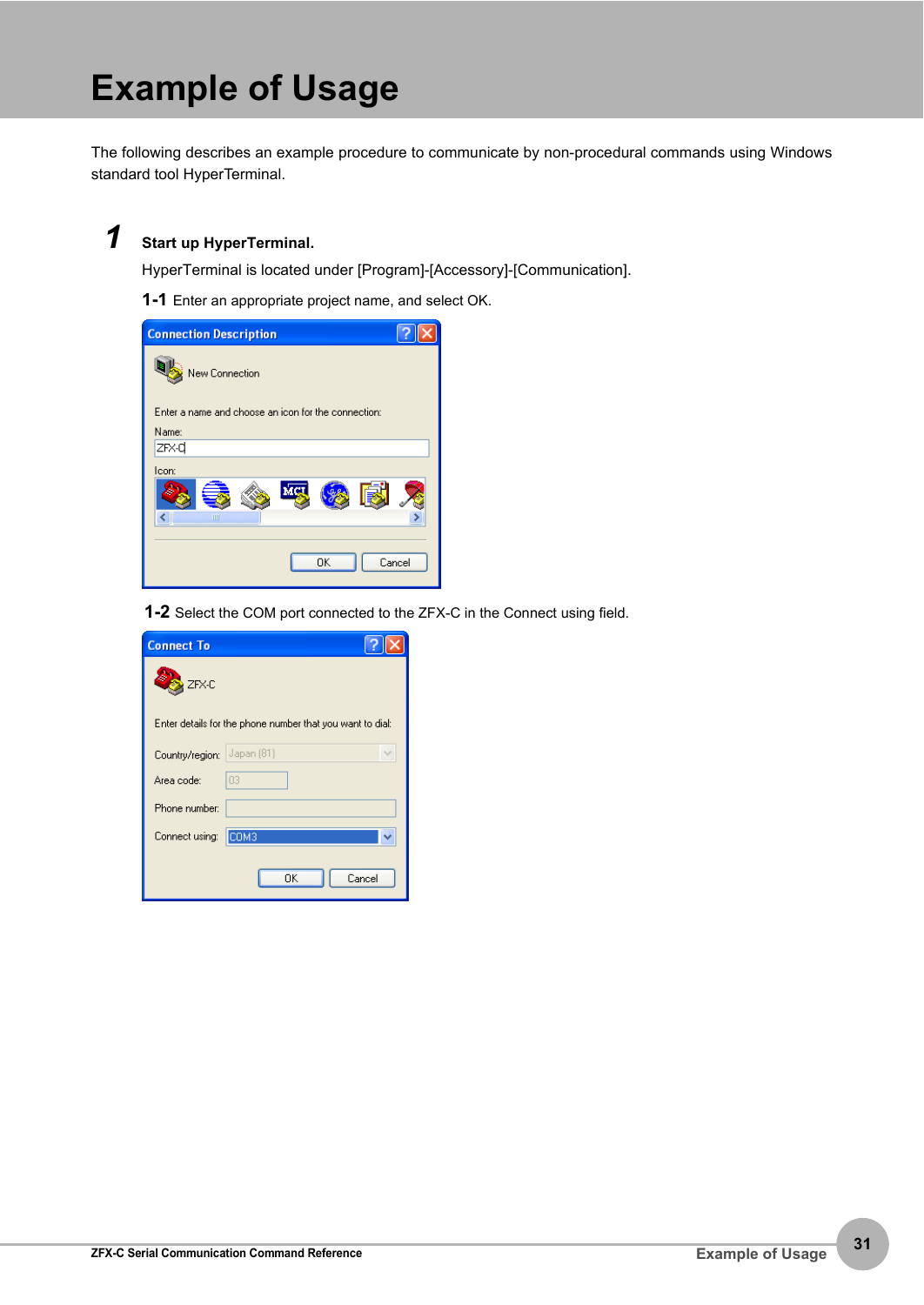# Example of Usage

The following describes an example procedure to communicate by non-procedural commands using Windows standard tool HyperTerminal.

**1** **Start up HyperTerminal.**

HyperTerminal is located under [Program]-[Accessory]-[Communication].

**1-1** Enter an appropriate project name, and select OK.

**1-2** Select the COM port connected to the ZFX-C in the Connect using field.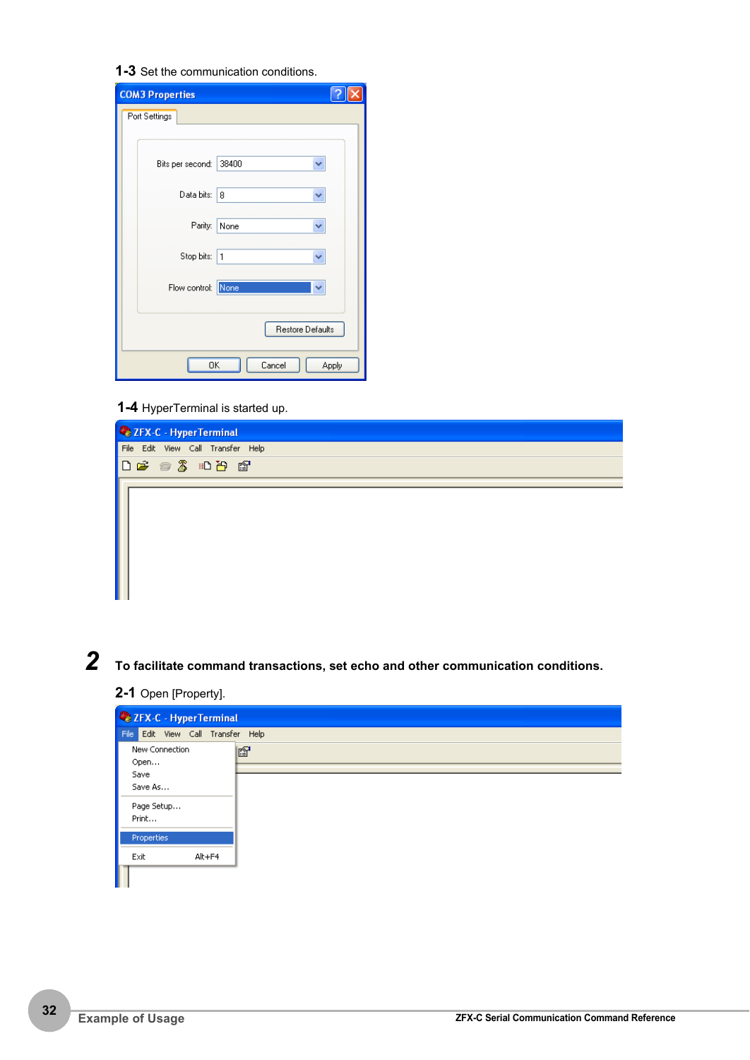**1-3** Set the communication conditions.

**1-4** HyperTerminal is started up.

## 2 To facilitate command transactions, set echo and other communication conditions.

**2-1** Open [Property].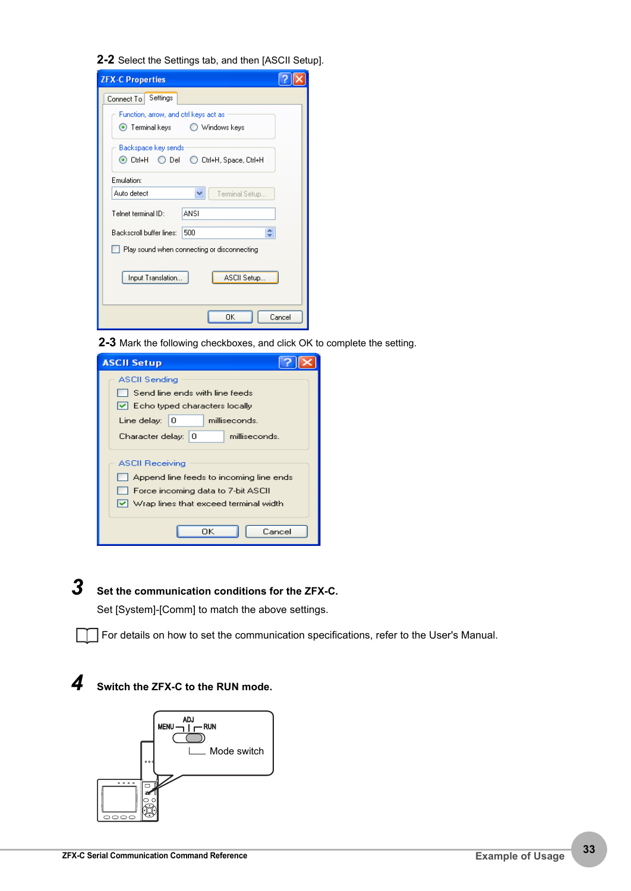**2-2** Select the Settings tab, and then [ASCII Setup].

**2-3** Mark the following checkboxes, and click OK to complete the setting.

## 3 Set the communication conditions for the ZFX-C.

Set [System]-[Comm] to match the above settings.

For details on how to set the communication specifications, refer to the User's Manual.

## 4 Switch the ZFX-C to the RUN mode.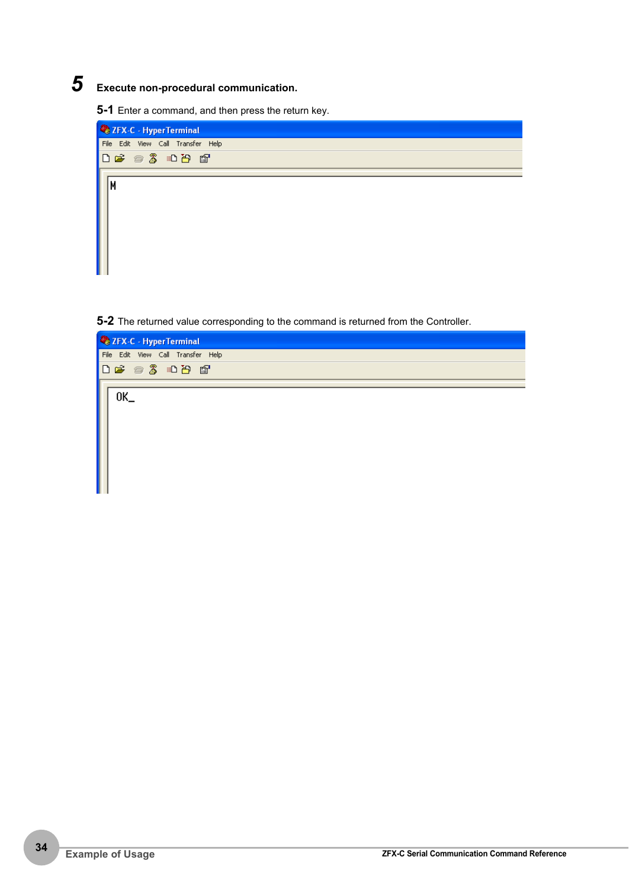## 5 Execute non-procedural communication.

**5-1** Enter a command, and then press the return key.

```
M
```

**5-2** The returned value corresponding to the command is returned from the Controller.

```
OK_
```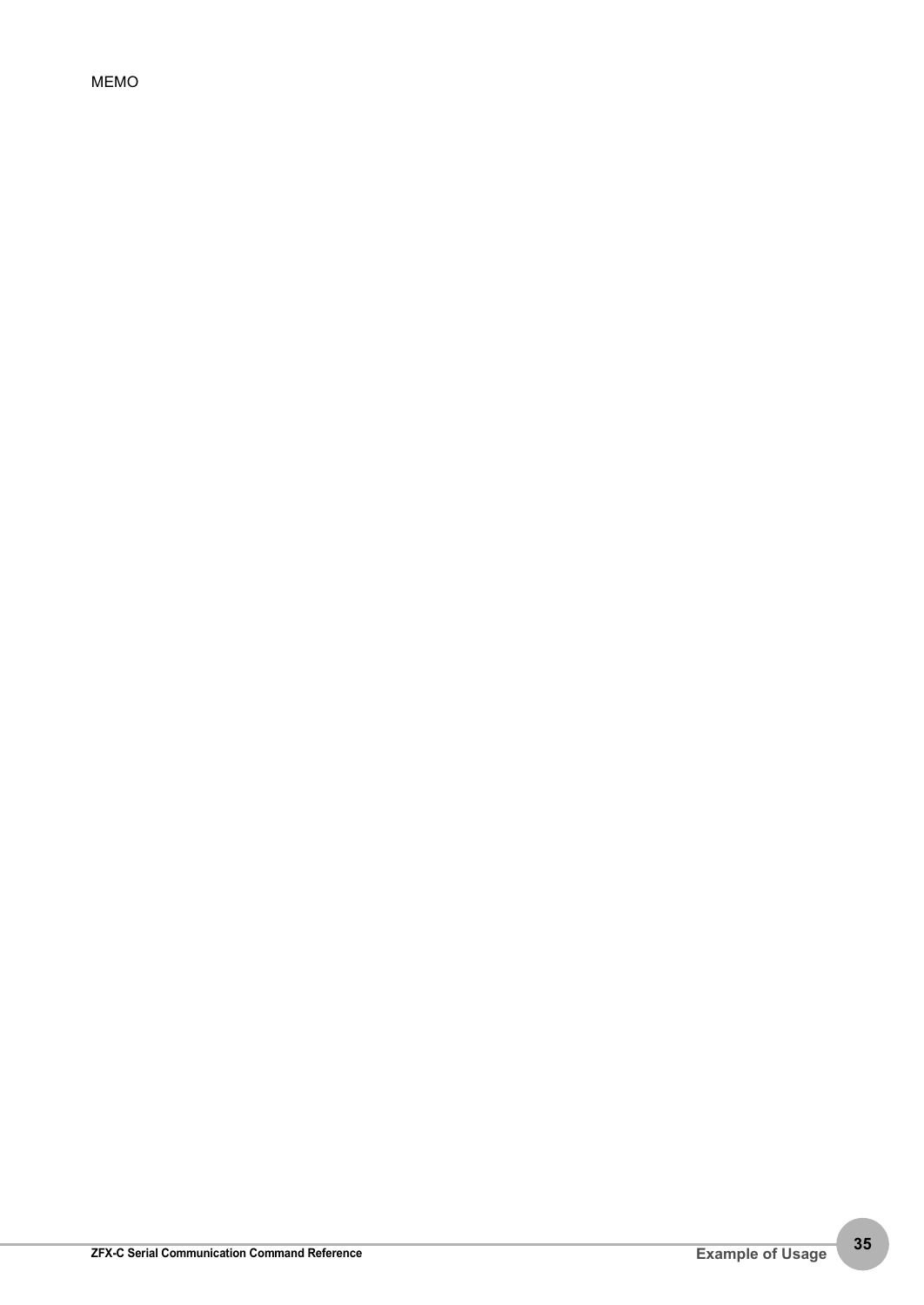MEMO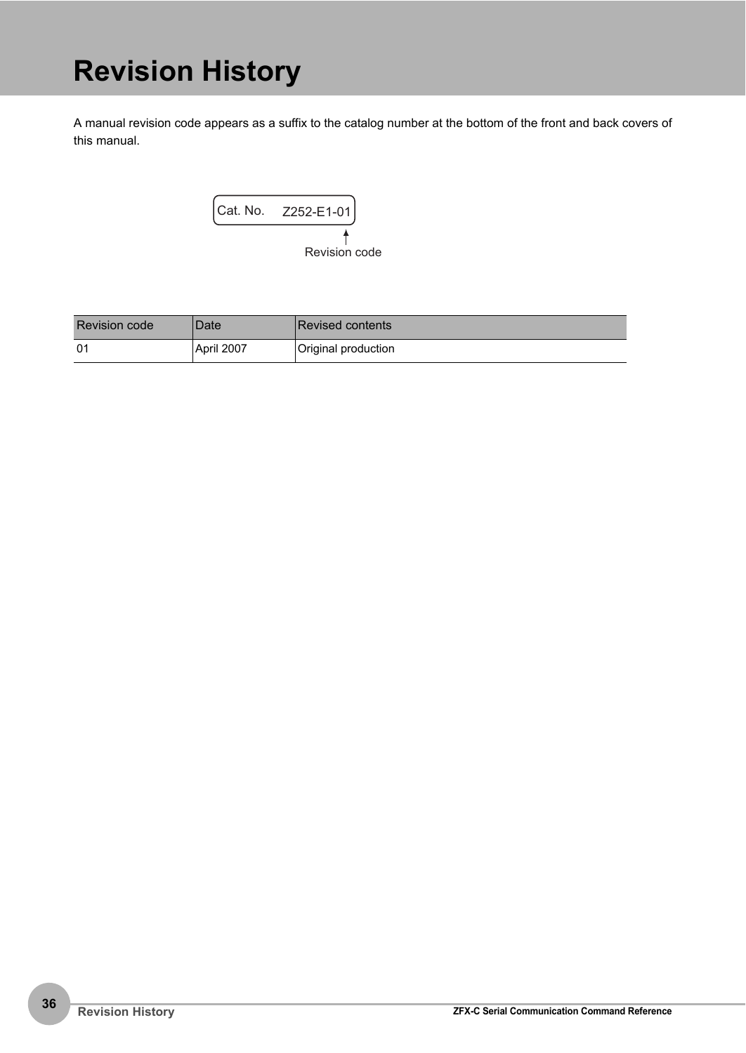# Revision History

A manual revision code appears as a suffix to the catalog number at the bottom of the front and back covers of this manual.

Cat. No. Z252-E1-01

Revision code

| Revision code | Date | Revised contents |
|---|---|---|
| 01 | April 2007 | Original production |